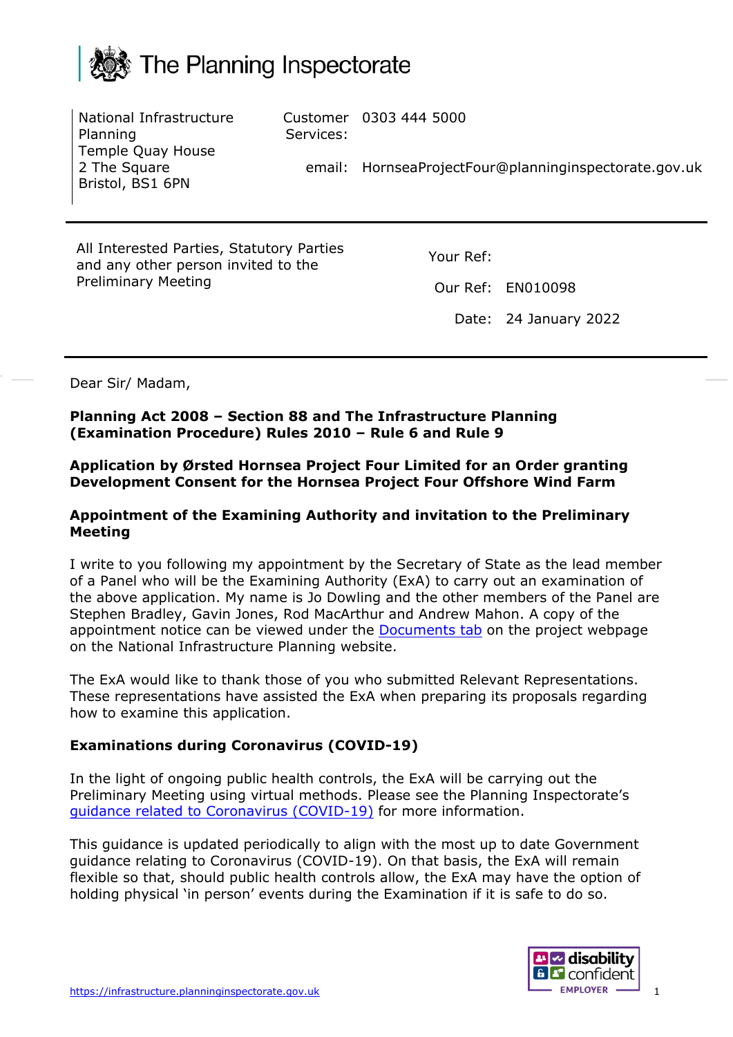# The Planning Inspectorate

| National Infrastructure Planning<br>Temple Quay House<br>2 The Square<br>Bristol, BS1 6PN | Customer Services: | 0303 444 5000 |
| --- | --- | --- |
| | email: | HornseaProjectFour@planninginspectorate.gov.uk |

| All Interested Parties, Statutory Parties and any other person invited to the Preliminary Meeting | Your Ref: | |
| --- | --- | --- |
| | Our Ref: | EN010098 |
| | Date: | 24 January 2022 |

Dear Sir/ Madam,

**Planning Act 2008 – Section 88 and The Infrastructure Planning (Examination Procedure) Rules 2010 – Rule 6 and Rule 9**

**Application by Ørsted Hornsea Project Four Limited for an Order granting Development Consent for the Hornsea Project Four Offshore Wind Farm**

**Appointment of the Examining Authority and invitation to the Preliminary Meeting**

I write to you following my appointment by the Secretary of State as the lead member of a Panel who will be the Examining Authority (ExA) to carry out an examination of the above application. My name is Jo Dowling and the other members of the Panel are Stephen Bradley, Gavin Jones, Rod MacArthur and Andrew Mahon. A copy of the appointment notice can be viewed under the Documents tab on the project webpage on the National Infrastructure Planning website.

The ExA would like to thank those of you who submitted Relevant Representations. These representations have assisted the ExA when preparing its proposals regarding how to examine this application.

## Examinations during Coronavirus (COVID-19)

In the light of ongoing public health controls, the ExA will be carrying out the Preliminary Meeting using virtual methods. Please see the Planning Inspectorate's guidance related to Coronavirus (COVID-19) for more information.

This guidance is updated periodically to align with the most up to date Government guidance relating to Coronavirus (COVID-19). On that basis, the ExA will remain flexible so that, should public health controls allow, the ExA may have the option of holding physical 'in person' events during the Examination if it is safe to do so.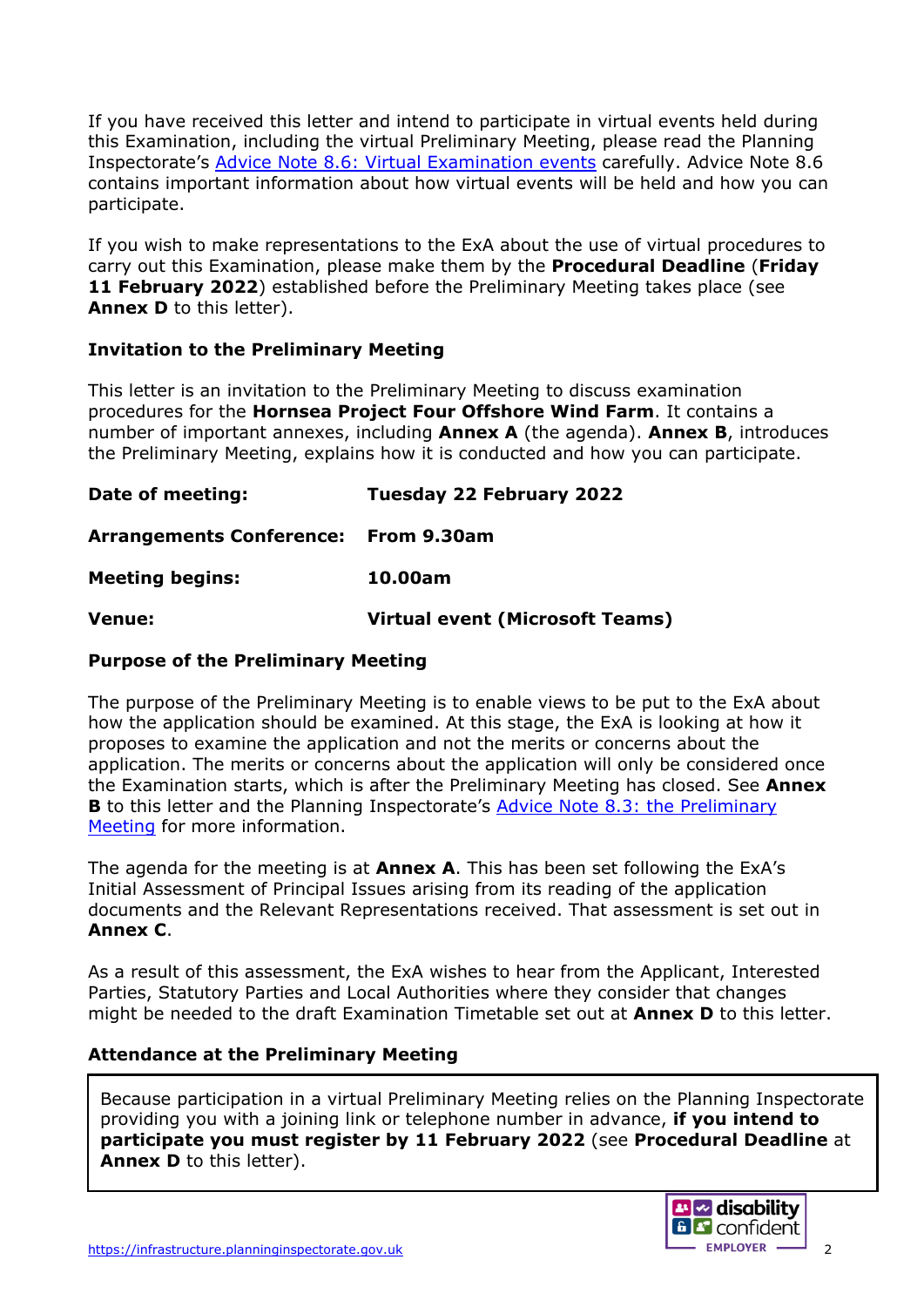If you have received this letter and intend to participate in virtual events held during this Examination, including the virtual Preliminary Meeting, please read the Planning Inspectorate's [Advice Note 8.6: Virtual Examination events]() carefully. Advice Note 8.6 contains important information about how virtual events will be held and how you can participate.

If you wish to make representations to the ExA about the use of virtual procedures to carry out this Examination, please make them by the **Procedural Deadline** (**Friday 11 February 2022**) established before the Preliminary Meeting takes place (see **Annex D** to this letter).

**Invitation to the Preliminary Meeting**

This letter is an invitation to the Preliminary Meeting to discuss examination procedures for the **Hornsea Project Four Offshore Wind Farm**. It contains a number of important annexes, including **Annex A** (the agenda). **Annex B**, introduces the Preliminary Meeting, explains how it is conducted and how you can participate.

| | |
|---|---|
| **Date of meeting:** | **Tuesday 22 February 2022** |
| **Arrangements Conference:** | **From 9.30am** |
| **Meeting begins:** | **10.00am** |
| **Venue:** | **Virtual event (Microsoft Teams)** |

**Purpose of the Preliminary Meeting**

The purpose of the Preliminary Meeting is to enable views to be put to the ExA about how the application should be examined. At this stage, the ExA is looking at how it proposes to examine the application and not the merits or concerns about the application. The merits or concerns about the application will only be considered once the Examination starts, which is after the Preliminary Meeting has closed. See **Annex B** to this letter and the Planning Inspectorate's [Advice Note 8.3: the Preliminary Meeting]() for more information.

The agenda for the meeting is at **Annex A**. This has been set following the ExA's Initial Assessment of Principal Issues arising from its reading of the application documents and the Relevant Representations received. That assessment is set out in **Annex C**.

As a result of this assessment, the ExA wishes to hear from the Applicant, Interested Parties, Statutory Parties and Local Authorities where they consider that changes might be needed to the draft Examination Timetable set out at **Annex D** to this letter.

**Attendance at the Preliminary Meeting**

Because participation in a virtual Preliminary Meeting relies on the Planning Inspectorate providing you with a joining link or telephone number in advance, **if you intend to participate you must register by 11 February 2022** (see **Procedural Deadline** at **Annex D** to this letter).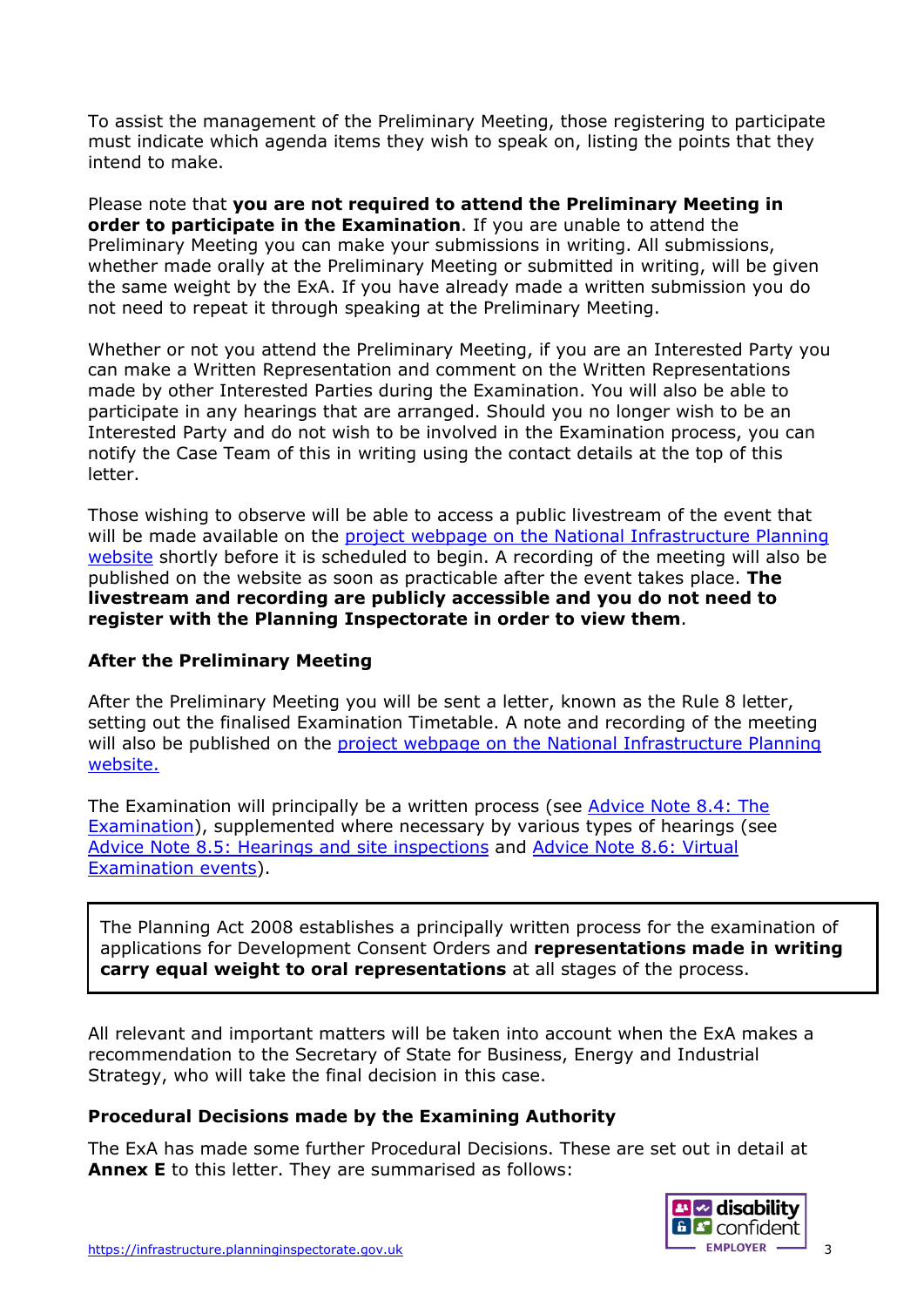To assist the management of the Preliminary Meeting, those registering to participate must indicate which agenda items they wish to speak on, listing the points that they intend to make.

Please note that **you are not required to attend the Preliminary Meeting in order to participate in the Examination**. If you are unable to attend the Preliminary Meeting you can make your submissions in writing. All submissions, whether made orally at the Preliminary Meeting or submitted in writing, will be given the same weight by the ExA. If you have already made a written submission you do not need to repeat it through speaking at the Preliminary Meeting.

Whether or not you attend the Preliminary Meeting, if you are an Interested Party you can make a Written Representation and comment on the Written Representations made by other Interested Parties during the Examination. You will also be able to participate in any hearings that are arranged. Should you no longer wish to be an Interested Party and do not wish to be involved in the Examination process, you can notify the Case Team of this in writing using the contact details at the top of this letter.

Those wishing to observe will be able to access a public livestream of the event that will be made available on the project webpage on the National Infrastructure Planning website shortly before it is scheduled to begin. A recording of the meeting will also be published on the website as soon as practicable after the event takes place. **The livestream and recording are publicly accessible and you do not need to register with the Planning Inspectorate in order to view them**.

### After the Preliminary Meeting

After the Preliminary Meeting you will be sent a letter, known as the Rule 8 letter, setting out the finalised Examination Timetable. A note and recording of the meeting will also be published on the project webpage on the National Infrastructure Planning website.

The Examination will principally be a written process (see Advice Note 8.4: The Examination), supplemented where necessary by various types of hearings (see Advice Note 8.5: Hearings and site inspections and Advice Note 8.6: Virtual Examination events).

> The Planning Act 2008 establishes a principally written process for the examination of applications for Development Consent Orders and **representations made in writing carry equal weight to oral representations** at all stages of the process.

All relevant and important matters will be taken into account when the ExA makes a recommendation to the Secretary of State for Business, Energy and Industrial Strategy, who will take the final decision in this case.

### Procedural Decisions made by the Examining Authority

The ExA has made some further Procedural Decisions. These are set out in detail at **Annex E** to this letter. They are summarised as follows: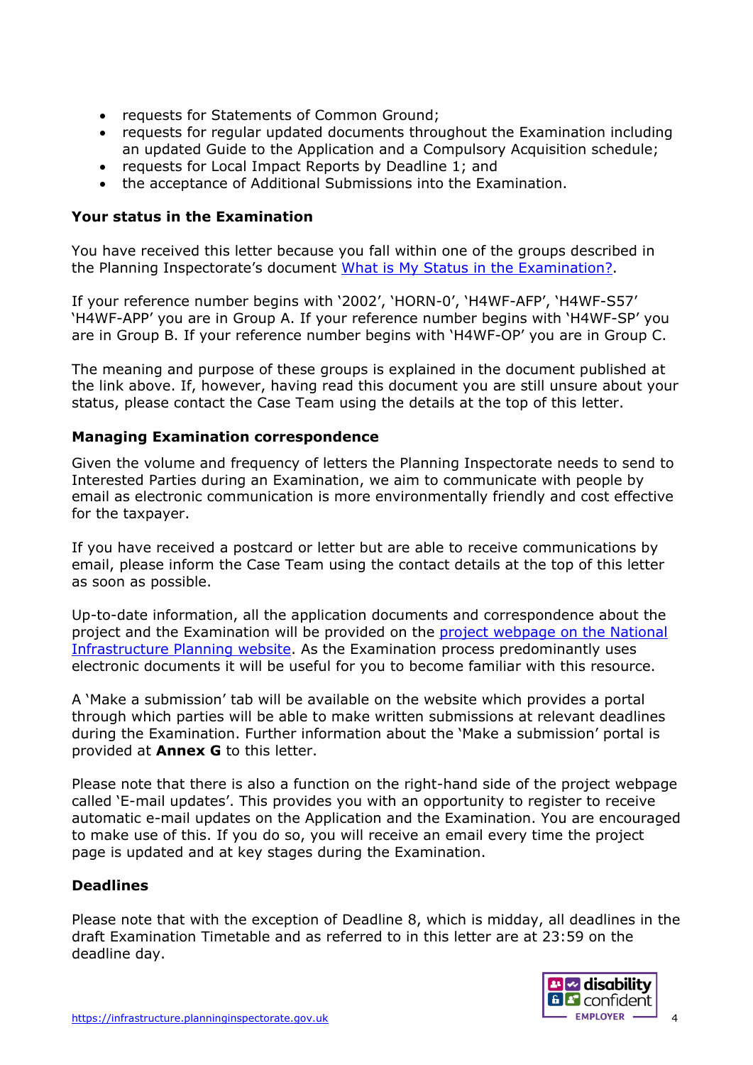- requests for Statements of Common Ground;
- requests for regular updated documents throughout the Examination including an updated Guide to the Application and a Compulsory Acquisition schedule;
- requests for Local Impact Reports by Deadline 1; and
- the acceptance of Additional Submissions into the Examination.

**Your status in the Examination**

You have received this letter because you fall within one of the groups described in the Planning Inspectorate's document [What is My Status in the Examination?](#).

If your reference number begins with '2002', 'HORN-0', 'H4WF-AFP', 'H4WF-S57' 'H4WF-APP' you are in Group A. If your reference number begins with 'H4WF-SP' you are in Group B. If your reference number begins with 'H4WF-OP' you are in Group C.

The meaning and purpose of these groups is explained in the document published at the link above. If, however, having read this document you are still unsure about your status, please contact the Case Team using the details at the top of this letter.

**Managing Examination correspondence**

Given the volume and frequency of letters the Planning Inspectorate needs to send to Interested Parties during an Examination, we aim to communicate with people by email as electronic communication is more environmentally friendly and cost effective for the taxpayer.

If you have received a postcard or letter but are able to receive communications by email, please inform the Case Team using the contact details at the top of this letter as soon as possible.

Up-to-date information, all the application documents and correspondence about the project and the Examination will be provided on the [project webpage on the National Infrastructure Planning website](#). As the Examination process predominantly uses electronic documents it will be useful for you to become familiar with this resource.

A 'Make a submission' tab will be available on the website which provides a portal through which parties will be able to make written submissions at relevant deadlines during the Examination. Further information about the 'Make a submission' portal is provided at **Annex G** to this letter.

Please note that there is also a function on the right-hand side of the project webpage called 'E-mail updates'. This provides you with an opportunity to register to receive automatic e-mail updates on the Application and the Examination. You are encouraged to make use of this. If you do so, you will receive an email every time the project page is updated and at key stages during the Examination.

**Deadlines**

Please note that with the exception of Deadline 8, which is midday, all deadlines in the draft Examination Timetable and as referred to in this letter are at 23:59 on the deadline day.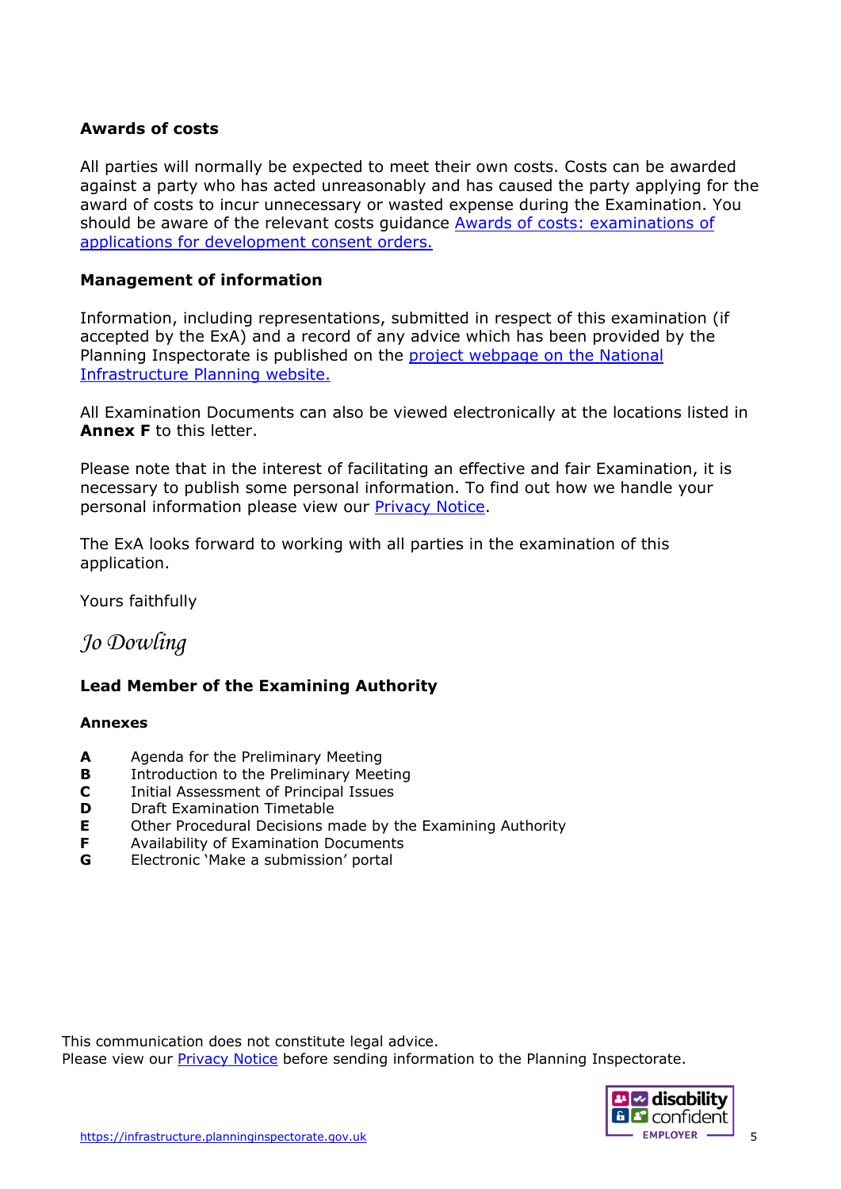**Awards of costs**

All parties will normally be expected to meet their own costs. Costs can be awarded against a party who has acted unreasonably and has caused the party applying for the award of costs to incur unnecessary or wasted expense during the Examination. You should be aware of the relevant costs guidance [Awards of costs: examinations of applications for development consent orders.]

**Management of information**

Information, including representations, submitted in respect of this examination (if accepted by the ExA) and a record of any advice which has been provided by the Planning Inspectorate is published on the [project webpage on the National Infrastructure Planning website.]

All Examination Documents can also be viewed electronically at the locations listed in **Annex F** to this letter.

Please note that in the interest of facilitating an effective and fair Examination, it is necessary to publish some personal information. To find out how we handle your personal information please view our [Privacy Notice].

The ExA looks forward to working with all parties in the examination of this application.

Yours faithfully

*Jo Dowling*

**Lead Member of the Examining Authority**

**Annexes**

**A** Agenda for the Preliminary Meeting
**B** Introduction to the Preliminary Meeting
**C** Initial Assessment of Principal Issues
**D** Draft Examination Timetable
**E** Other Procedural Decisions made by the Examining Authority
**F** Availability of Examination Documents
**G** Electronic 'Make a submission' portal

This communication does not constitute legal advice.
Please view our [Privacy Notice] before sending information to the Planning Inspectorate.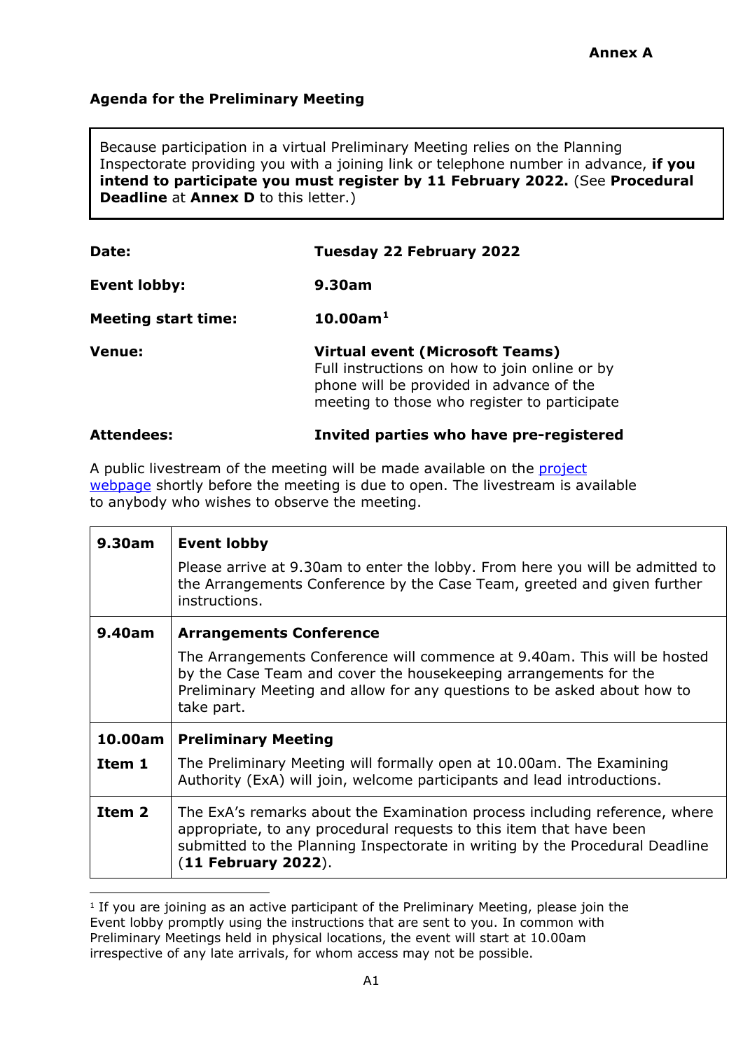**Annex A**

**Agenda for the Preliminary Meeting**

Because participation in a virtual Preliminary Meeting relies on the Planning Inspectorate providing you with a joining link or telephone number in advance, **if you intend to participate you must register by 11 February 2022.** (See **Procedural Deadline** at **Annex D** to this letter.)

| | |
|---|---|
| **Date:** | **Tuesday 22 February 2022** |
| **Event lobby:** | **9.30am** |
| **Meeting start time:** | **10.00am**[1] |
| **Venue:** | **Virtual event (Microsoft Teams)** Full instructions on how to join online or by phone will be provided in advance of the meeting to those who register to participate |
| **Attendees:** | **Invited parties who have pre-registered** |

A public livestream of the meeting will be made available on the project webpage shortly before the meeting is due to open. The livestream is available to anybody who wishes to observe the meeting.

| | |
|---|---|
| **9.30am** | **Event lobby** Please arrive at 9.30am to enter the lobby. From here you will be admitted to the Arrangements Conference by the Case Team, greeted and given further instructions. |
| **9.40am** | **Arrangements Conference** The Arrangements Conference will commence at 9.40am. This will be hosted by the Case Team and cover the housekeeping arrangements for the Preliminary Meeting and allow for any questions to be asked about how to take part. |
| **10.00am** **Item 1** | **Preliminary Meeting** The Preliminary Meeting will formally open at 10.00am. The Examining Authority (ExA) will join, welcome participants and lead introductions. |
| **Item 2** | The ExA's remarks about the Examination process including reference, where appropriate, to any procedural requests to this item that have been submitted to the Planning Inspectorate in writing by the Procedural Deadline (**11 February 2022**). |

[1] If you are joining as an active participant of the Preliminary Meeting, please join the Event lobby promptly using the instructions that are sent to you. In common with Preliminary Meetings held in physical locations, the event will start at 10.00am irrespective of any late arrivals, for whom access may not be possible.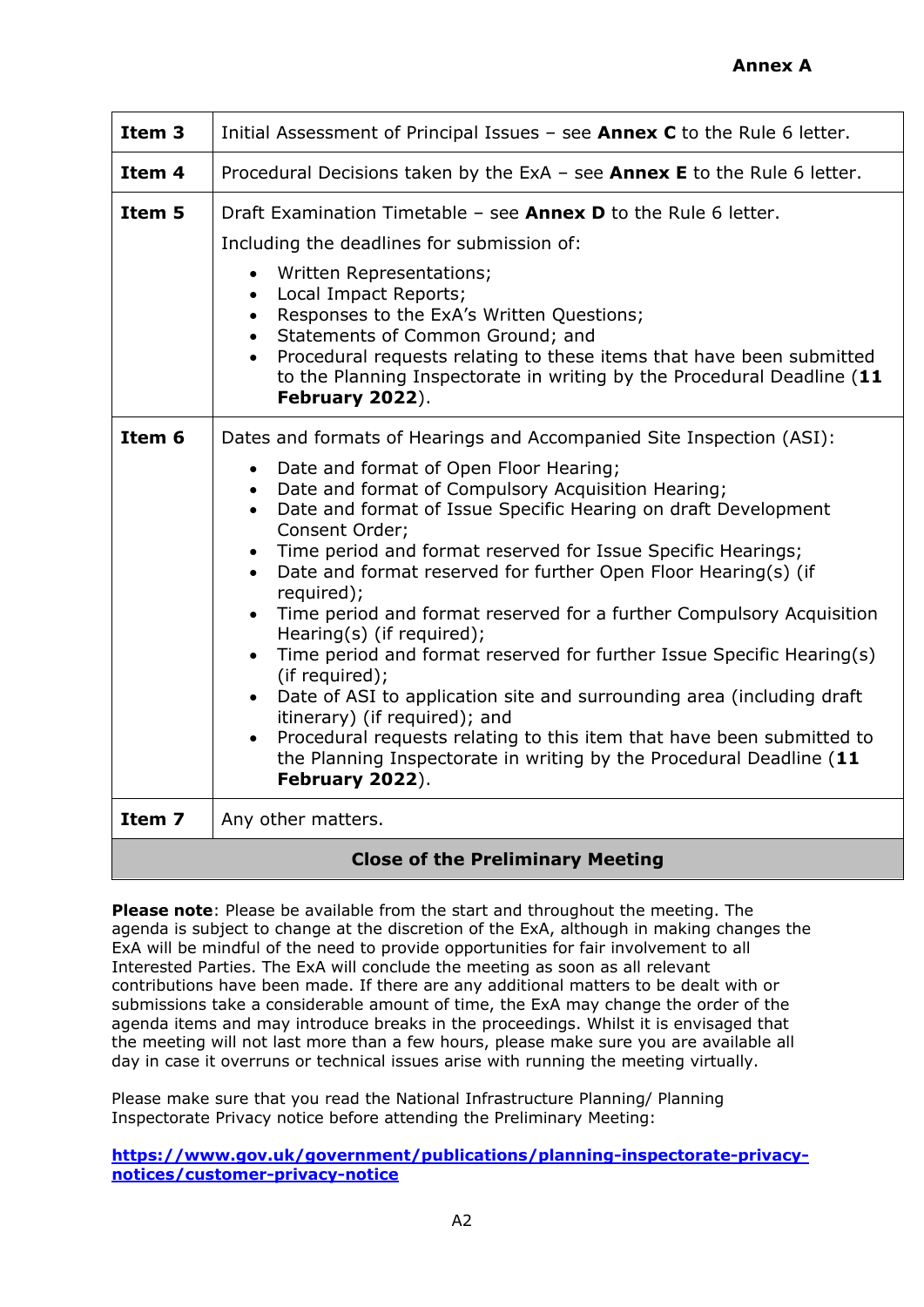**Annex A**

| | |
|---|---|
| **Item 3** | Initial Assessment of Principal Issues – see **Annex C** to the Rule 6 letter. |
| **Item 4** | Procedural Decisions taken by the ExA – see **Annex E** to the Rule 6 letter. |
| **Item 5** | Draft Examination Timetable – see **Annex D** to the Rule 6 letter.<br>Including the deadlines for submission of:<br>• Written Representations;<br>• Local Impact Reports;<br>• Responses to the ExA's Written Questions;<br>• Statements of Common Ground; and<br>• Procedural requests relating to these items that have been submitted to the Planning Inspectorate in writing by the Procedural Deadline (**11 February 2022**). |
| **Item 6** | Dates and formats of Hearings and Accompanied Site Inspection (ASI):<br>• Date and format of Open Floor Hearing;<br>• Date and format of Compulsory Acquisition Hearing;<br>• Date and format of Issue Specific Hearing on draft Development Consent Order;<br>• Time period and format reserved for Issue Specific Hearings;<br>• Date and format reserved for further Open Floor Hearing(s) (if required);<br>• Time period and format reserved for a further Compulsory Acquisition Hearing(s) (if required);<br>• Time period and format reserved for further Issue Specific Hearing(s) (if required);<br>• Date of ASI to application site and surrounding area (including draft itinerary) (if required); and<br>• Procedural requests relating to this item that have been submitted to the Planning Inspectorate in writing by the Procedural Deadline (**11 February 2022**). |
| **Item 7** | Any other matters. |
| **Close of the Preliminary Meeting** | |

**Please note**: Please be available from the start and throughout the meeting. The agenda is subject to change at the discretion of the ExA, although in making changes the ExA will be mindful of the need to provide opportunities for fair involvement to all Interested Parties. The ExA will conclude the meeting as soon as all relevant contributions have been made. If there are any additional matters to be dealt with or submissions take a considerable amount of time, the ExA may change the order of the agenda items and may introduce breaks in the proceedings. Whilst it is envisaged that the meeting will not last more than a few hours, please make sure you are available all day in case it overruns or technical issues arise with running the meeting virtually.

Please make sure that you read the National Infrastructure Planning/ Planning Inspectorate Privacy notice before attending the Preliminary Meeting:

**https://www.gov.uk/government/publications/planning-inspectorate-privacy-notices/customer-privacy-notice**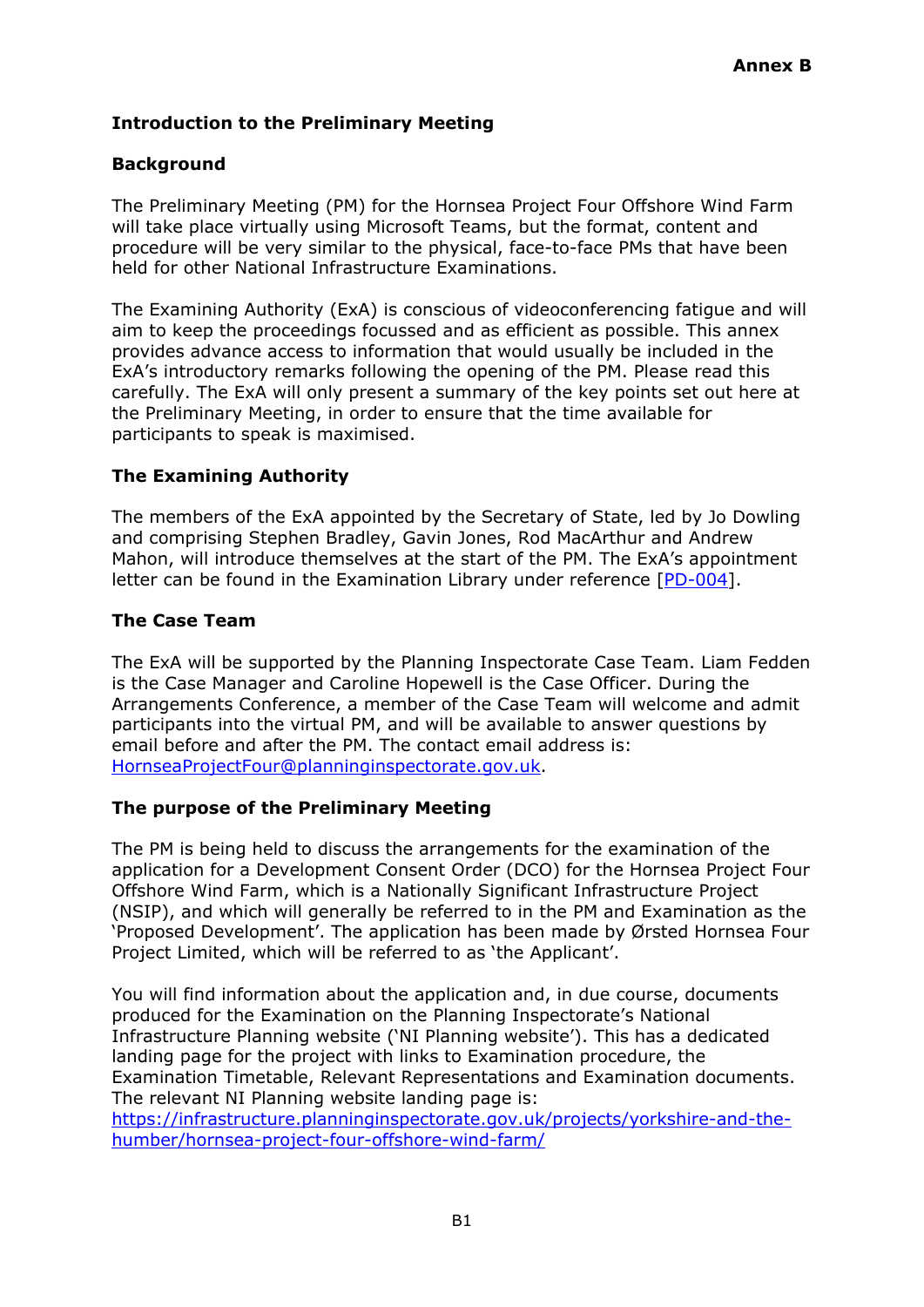**Annex B**

## Introduction to the Preliminary Meeting

### Background

The Preliminary Meeting (PM) for the Hornsea Project Four Offshore Wind Farm will take place virtually using Microsoft Teams, but the format, content and procedure will be very similar to the physical, face-to-face PMs that have been held for other National Infrastructure Examinations.

The Examining Authority (ExA) is conscious of videoconferencing fatigue and will aim to keep the proceedings focussed and as efficient as possible. This annex provides advance access to information that would usually be included in the ExA's introductory remarks following the opening of the PM. Please read this carefully. The ExA will only present a summary of the key points set out here at the Preliminary Meeting, in order to ensure that the time available for participants to speak is maximised.

### The Examining Authority

The members of the ExA appointed by the Secretary of State, led by Jo Dowling and comprising Stephen Bradley, Gavin Jones, Rod MacArthur and Andrew Mahon, will introduce themselves at the start of the PM. The ExA's appointment letter can be found in the Examination Library under reference [PD-004].

### The Case Team

The ExA will be supported by the Planning Inspectorate Case Team. Liam Fedden is the Case Manager and Caroline Hopewell is the Case Officer. During the Arrangements Conference, a member of the Case Team will welcome and admit participants into the virtual PM, and will be available to answer questions by email before and after the PM. The contact email address is: HornseaProjectFour@planninginspectorate.gov.uk.

### The purpose of the Preliminary Meeting

The PM is being held to discuss the arrangements for the examination of the application for a Development Consent Order (DCO) for the Hornsea Project Four Offshore Wind Farm, which is a Nationally Significant Infrastructure Project (NSIP), and which will generally be referred to in the PM and Examination as the 'Proposed Development'. The application has been made by Ørsted Hornsea Four Project Limited, which will be referred to as 'the Applicant'.

You will find information about the application and, in due course, documents produced for the Examination on the Planning Inspectorate's National Infrastructure Planning website ('NI Planning website'). This has a dedicated landing page for the project with links to Examination procedure, the Examination Timetable, Relevant Representations and Examination documents. The relevant NI Planning website landing page is: https://infrastructure.planninginspectorate.gov.uk/projects/yorkshire-and-the-humber/hornsea-project-four-offshore-wind-farm/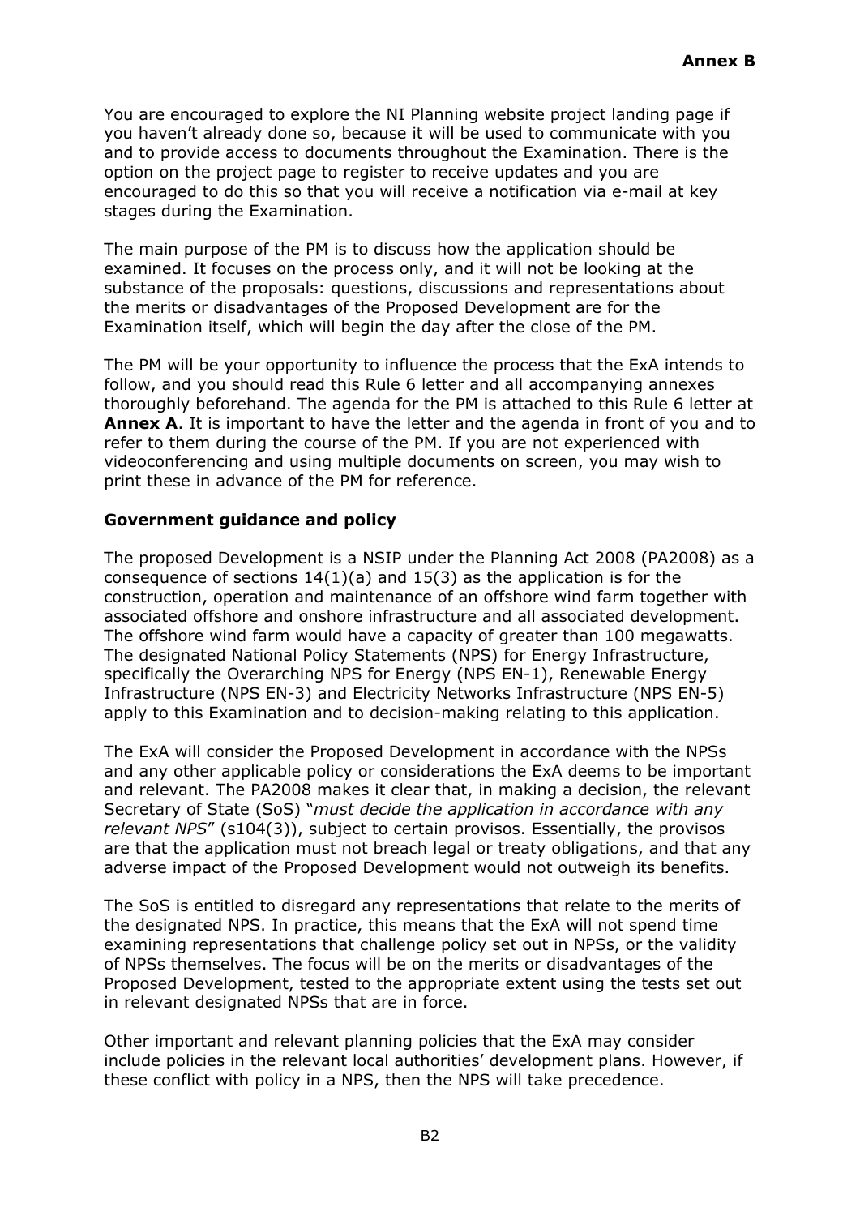You are encouraged to explore the NI Planning website project landing page if you haven't already done so, because it will be used to communicate with you and to provide access to documents throughout the Examination. There is the option on the project page to register to receive updates and you are encouraged to do this so that you will receive a notification via e-mail at key stages during the Examination.

The main purpose of the PM is to discuss how the application should be examined. It focuses on the process only, and it will not be looking at the substance of the proposals: questions, discussions and representations about the merits or disadvantages of the Proposed Development are for the Examination itself, which will begin the day after the close of the PM.

The PM will be your opportunity to influence the process that the ExA intends to follow, and you should read this Rule 6 letter and all accompanying annexes thoroughly beforehand. The agenda for the PM is attached to this Rule 6 letter at **Annex A**. It is important to have the letter and the agenda in front of you and to refer to them during the course of the PM. If you are not experienced with videoconferencing and using multiple documents on screen, you may wish to print these in advance of the PM for reference.

**Government guidance and policy**

The proposed Development is a NSIP under the Planning Act 2008 (PA2008) as a consequence of sections 14(1)(a) and 15(3) as the application is for the construction, operation and maintenance of an offshore wind farm together with associated offshore and onshore infrastructure and all associated development. The offshore wind farm would have a capacity of greater than 100 megawatts. The designated National Policy Statements (NPS) for Energy Infrastructure, specifically the Overarching NPS for Energy (NPS EN-1), Renewable Energy Infrastructure (NPS EN-3) and Electricity Networks Infrastructure (NPS EN-5) apply to this Examination and to decision-making relating to this application.

The ExA will consider the Proposed Development in accordance with the NPSs and any other applicable policy or considerations the ExA deems to be important and relevant. The PA2008 makes it clear that, in making a decision, the relevant Secretary of State (SoS) "*must decide the application in accordance with any relevant NPS*" (s104(3)), subject to certain provisos. Essentially, the provisos are that the application must not breach legal or treaty obligations, and that any adverse impact of the Proposed Development would not outweigh its benefits.

The SoS is entitled to disregard any representations that relate to the merits of the designated NPS. In practice, this means that the ExA will not spend time examining representations that challenge policy set out in NPSs, or the validity of NPSs themselves. The focus will be on the merits or disadvantages of the Proposed Development, tested to the appropriate extent using the tests set out in relevant designated NPSs that are in force.

Other important and relevant planning policies that the ExA may consider include policies in the relevant local authorities' development plans. However, if these conflict with policy in a NPS, then the NPS will take precedence.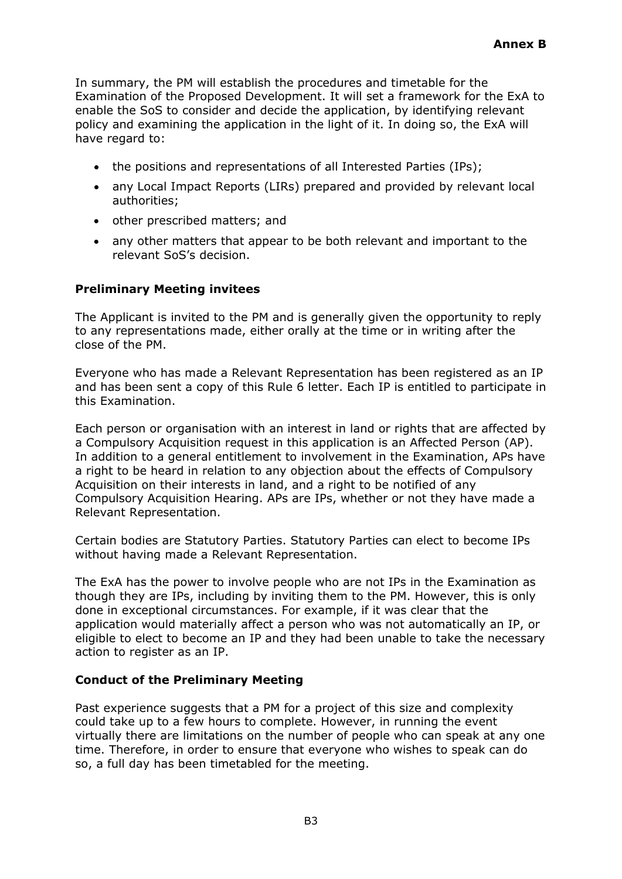In summary, the PM will establish the procedures and timetable for the Examination of the Proposed Development. It will set a framework for the ExA to enable the SoS to consider and decide the application, by identifying relevant policy and examining the application in the light of it. In doing so, the ExA will have regard to:

- the positions and representations of all Interested Parties (IPs);
- any Local Impact Reports (LIRs) prepared and provided by relevant local authorities;
- other prescribed matters; and
- any other matters that appear to be both relevant and important to the relevant SoS's decision.

**Preliminary Meeting invitees**

The Applicant is invited to the PM and is generally given the opportunity to reply to any representations made, either orally at the time or in writing after the close of the PM.

Everyone who has made a Relevant Representation has been registered as an IP and has been sent a copy of this Rule 6 letter. Each IP is entitled to participate in this Examination.

Each person or organisation with an interest in land or rights that are affected by a Compulsory Acquisition request in this application is an Affected Person (AP). In addition to a general entitlement to involvement in the Examination, APs have a right to be heard in relation to any objection about the effects of Compulsory Acquisition on their interests in land, and a right to be notified of any Compulsory Acquisition Hearing. APs are IPs, whether or not they have made a Relevant Representation.

Certain bodies are Statutory Parties. Statutory Parties can elect to become IPs without having made a Relevant Representation.

The ExA has the power to involve people who are not IPs in the Examination as though they are IPs, including by inviting them to the PM. However, this is only done in exceptional circumstances. For example, if it was clear that the application would materially affect a person who was not automatically an IP, or eligible to elect to become an IP and they had been unable to take the necessary action to register as an IP.

**Conduct of the Preliminary Meeting**

Past experience suggests that a PM for a project of this size and complexity could take up to a few hours to complete. However, in running the event virtually there are limitations on the number of people who can speak at any one time. Therefore, in order to ensure that everyone who wishes to speak can do so, a full day has been timetabled for the meeting.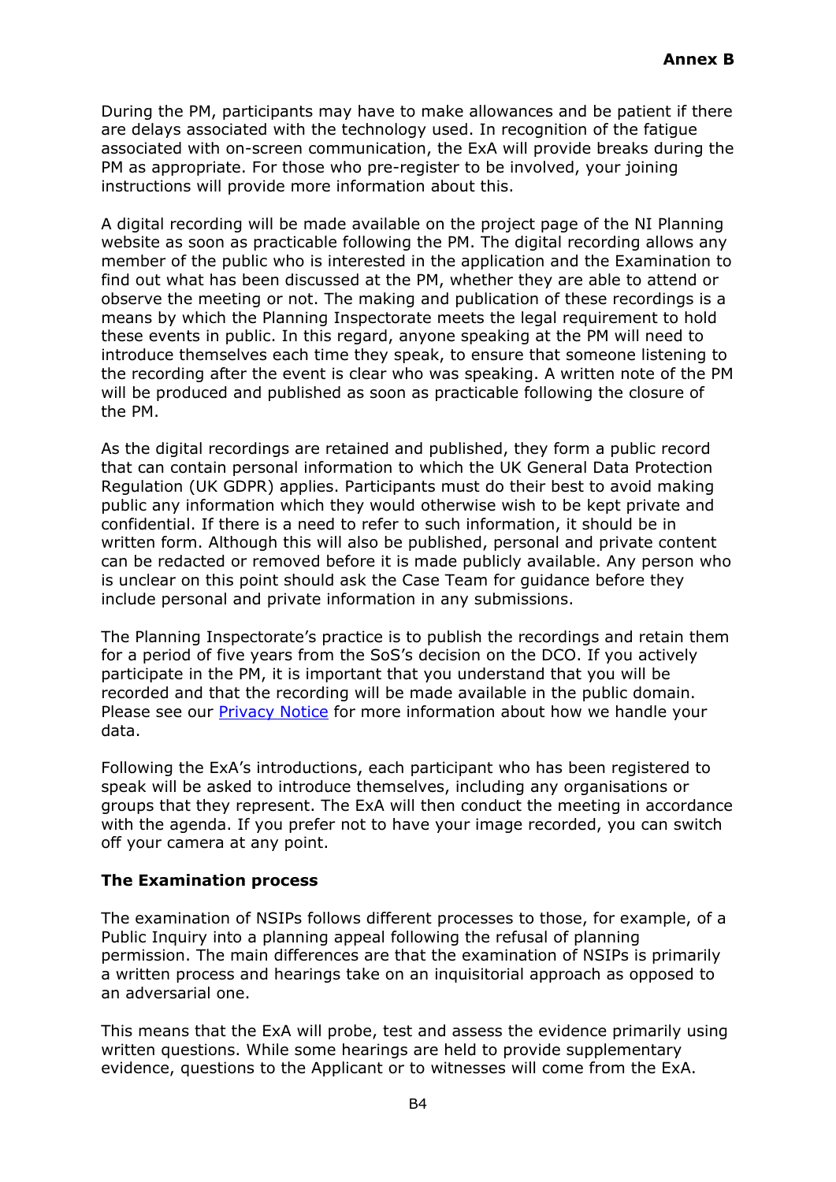During the PM, participants may have to make allowances and be patient if there are delays associated with the technology used. In recognition of the fatigue associated with on-screen communication, the ExA will provide breaks during the PM as appropriate. For those who pre-register to be involved, your joining instructions will provide more information about this.

A digital recording will be made available on the project page of the NI Planning website as soon as practicable following the PM. The digital recording allows any member of the public who is interested in the application and the Examination to find out what has been discussed at the PM, whether they are able to attend or observe the meeting or not. The making and publication of these recordings is a means by which the Planning Inspectorate meets the legal requirement to hold these events in public. In this regard, anyone speaking at the PM will need to introduce themselves each time they speak, to ensure that someone listening to the recording after the event is clear who was speaking. A written note of the PM will be produced and published as soon as practicable following the closure of the PM.

As the digital recordings are retained and published, they form a public record that can contain personal information to which the UK General Data Protection Regulation (UK GDPR) applies. Participants must do their best to avoid making public any information which they would otherwise wish to be kept private and confidential. If there is a need to refer to such information, it should be in written form. Although this will also be published, personal and private content can be redacted or removed before it is made publicly available. Any person who is unclear on this point should ask the Case Team for guidance before they include personal and private information in any submissions.

The Planning Inspectorate's practice is to publish the recordings and retain them for a period of five years from the SoS's decision on the DCO. If you actively participate in the PM, it is important that you understand that you will be recorded and that the recording will be made available in the public domain. Please see our Privacy Notice for more information about how we handle your data.

Following the ExA's introductions, each participant who has been registered to speak will be asked to introduce themselves, including any organisations or groups that they represent. The ExA will then conduct the meeting in accordance with the agenda. If you prefer not to have your image recorded, you can switch off your camera at any point.

**The Examination process**

The examination of NSIPs follows different processes to those, for example, of a Public Inquiry into a planning appeal following the refusal of planning permission. The main differences are that the examination of NSIPs is primarily a written process and hearings take on an inquisitorial approach as opposed to an adversarial one.

This means that the ExA will probe, test and assess the evidence primarily using written questions. While some hearings are held to provide supplementary evidence, questions to the Applicant or to witnesses will come from the ExA.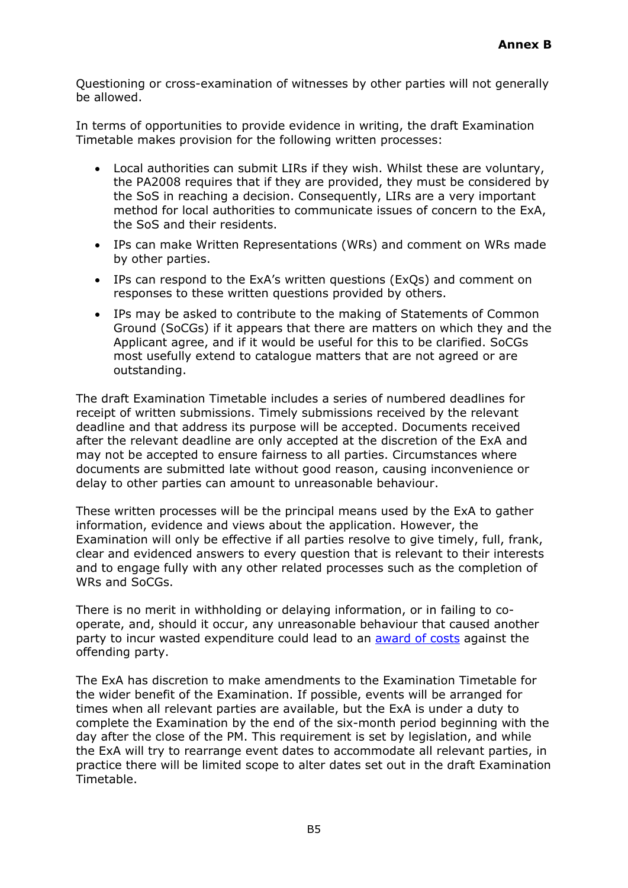Questioning or cross-examination of witnesses by other parties will not generally be allowed.

In terms of opportunities to provide evidence in writing, the draft Examination Timetable makes provision for the following written processes:

- Local authorities can submit LIRs if they wish. Whilst these are voluntary, the PA2008 requires that if they are provided, they must be considered by the SoS in reaching a decision. Consequently, LIRs are a very important method for local authorities to communicate issues of concern to the ExA, the SoS and their residents.
- IPs can make Written Representations (WRs) and comment on WRs made by other parties.
- IPs can respond to the ExA's written questions (ExQs) and comment on responses to these written questions provided by others.
- IPs may be asked to contribute to the making of Statements of Common Ground (SoCGs) if it appears that there are matters on which they and the Applicant agree, and if it would be useful for this to be clarified. SoCGs most usefully extend to catalogue matters that are not agreed or are outstanding.

The draft Examination Timetable includes a series of numbered deadlines for receipt of written submissions. Timely submissions received by the relevant deadline and that address its purpose will be accepted. Documents received after the relevant deadline are only accepted at the discretion of the ExA and may not be accepted to ensure fairness to all parties. Circumstances where documents are submitted late without good reason, causing inconvenience or delay to other parties can amount to unreasonable behaviour.

These written processes will be the principal means used by the ExA to gather information, evidence and views about the application. However, the Examination will only be effective if all parties resolve to give timely, full, frank, clear and evidenced answers to every question that is relevant to their interests and to engage fully with any other related processes such as the completion of WRs and SoCGs.

There is no merit in withholding or delaying information, or in failing to co-operate, and, should it occur, any unreasonable behaviour that caused another party to incur wasted expenditure could lead to an award of costs against the offending party.

The ExA has discretion to make amendments to the Examination Timetable for the wider benefit of the Examination. If possible, events will be arranged for times when all relevant parties are available, but the ExA is under a duty to complete the Examination by the end of the six-month period beginning with the day after the close of the PM. This requirement is set by legislation, and while the ExA will try to rearrange event dates to accommodate all relevant parties, in practice there will be limited scope to alter dates set out in the draft Examination Timetable.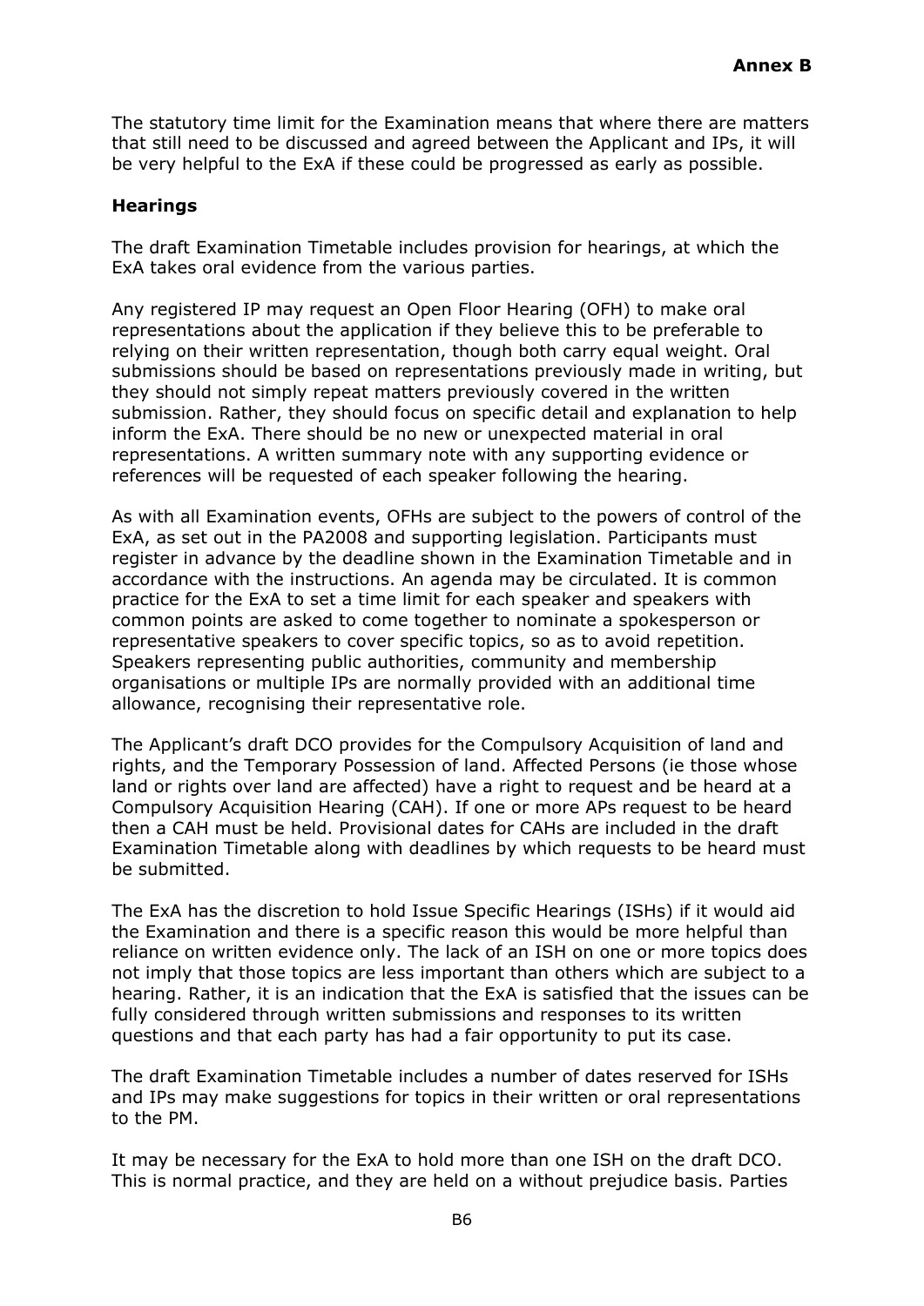The statutory time limit for the Examination means that where there are matters that still need to be discussed and agreed between the Applicant and IPs, it will be very helpful to the ExA if these could be progressed as early as possible.

## Hearings

The draft Examination Timetable includes provision for hearings, at which the ExA takes oral evidence from the various parties.

Any registered IP may request an Open Floor Hearing (OFH) to make oral representations about the application if they believe this to be preferable to relying on their written representation, though both carry equal weight. Oral submissions should be based on representations previously made in writing, but they should not simply repeat matters previously covered in the written submission. Rather, they should focus on specific detail and explanation to help inform the ExA. There should be no new or unexpected material in oral representations. A written summary note with any supporting evidence or references will be requested of each speaker following the hearing.

As with all Examination events, OFHs are subject to the powers of control of the ExA, as set out in the PA2008 and supporting legislation. Participants must register in advance by the deadline shown in the Examination Timetable and in accordance with the instructions. An agenda may be circulated. It is common practice for the ExA to set a time limit for each speaker and speakers with common points are asked to come together to nominate a spokesperson or representative speakers to cover specific topics, so as to avoid repetition. Speakers representing public authorities, community and membership organisations or multiple IPs are normally provided with an additional time allowance, recognising their representative role.

The Applicant's draft DCO provides for the Compulsory Acquisition of land and rights, and the Temporary Possession of land. Affected Persons (ie those whose land or rights over land are affected) have a right to request and be heard at a Compulsory Acquisition Hearing (CAH). If one or more APs request to be heard then a CAH must be held. Provisional dates for CAHs are included in the draft Examination Timetable along with deadlines by which requests to be heard must be submitted.

The ExA has the discretion to hold Issue Specific Hearings (ISHs) if it would aid the Examination and there is a specific reason this would be more helpful than reliance on written evidence only. The lack of an ISH on one or more topics does not imply that those topics are less important than others which are subject to a hearing. Rather, it is an indication that the ExA is satisfied that the issues can be fully considered through written submissions and responses to its written questions and that each party has had a fair opportunity to put its case.

The draft Examination Timetable includes a number of dates reserved for ISHs and IPs may make suggestions for topics in their written or oral representations to the PM.

It may be necessary for the ExA to hold more than one ISH on the draft DCO. This is normal practice, and they are held on a without prejudice basis. Parties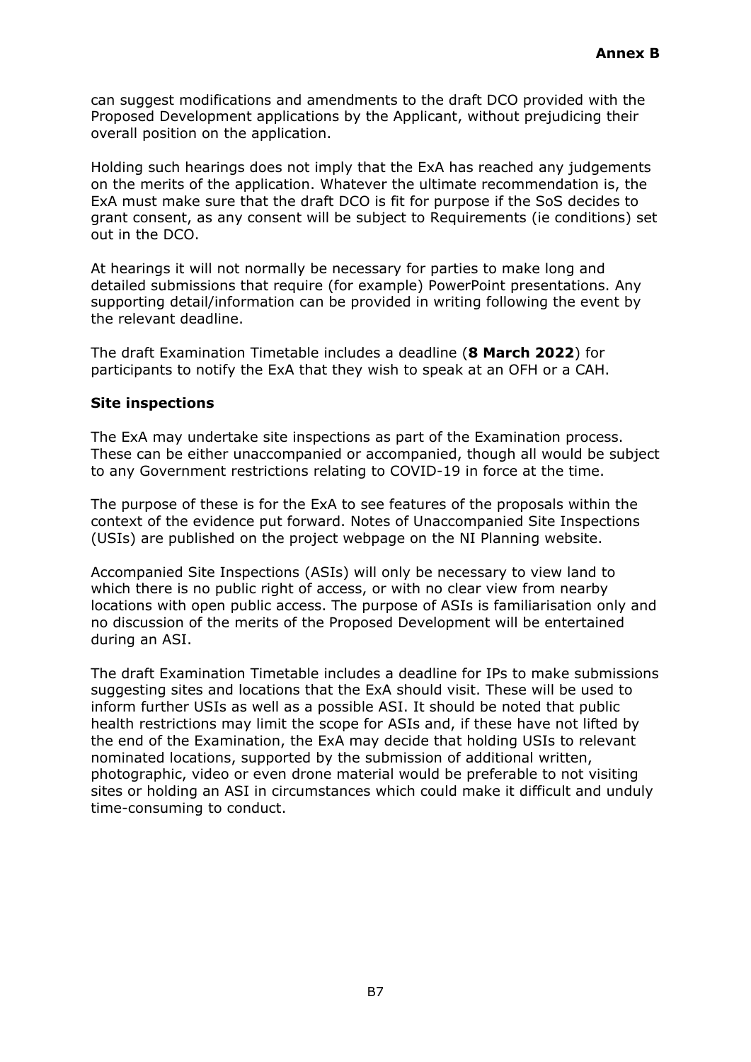can suggest modifications and amendments to the draft DCO provided with the Proposed Development applications by the Applicant, without prejudicing their overall position on the application.

Holding such hearings does not imply that the ExA has reached any judgements on the merits of the application. Whatever the ultimate recommendation is, the ExA must make sure that the draft DCO is fit for purpose if the SoS decides to grant consent, as any consent will be subject to Requirements (ie conditions) set out in the DCO.

At hearings it will not normally be necessary for parties to make long and detailed submissions that require (for example) PowerPoint presentations. Any supporting detail/information can be provided in writing following the event by the relevant deadline.

The draft Examination Timetable includes a deadline (**8 March 2022**) for participants to notify the ExA that they wish to speak at an OFH or a CAH.

**Site inspections**

The ExA may undertake site inspections as part of the Examination process. These can be either unaccompanied or accompanied, though all would be subject to any Government restrictions relating to COVID-19 in force at the time.

The purpose of these is for the ExA to see features of the proposals within the context of the evidence put forward. Notes of Unaccompanied Site Inspections (USIs) are published on the project webpage on the NI Planning website.

Accompanied Site Inspections (ASIs) will only be necessary to view land to which there is no public right of access, or with no clear view from nearby locations with open public access. The purpose of ASIs is familiarisation only and no discussion of the merits of the Proposed Development will be entertained during an ASI.

The draft Examination Timetable includes a deadline for IPs to make submissions suggesting sites and locations that the ExA should visit. These will be used to inform further USIs as well as a possible ASI. It should be noted that public health restrictions may limit the scope for ASIs and, if these have not lifted by the end of the Examination, the ExA may decide that holding USIs to relevant nominated locations, supported by the submission of additional written, photographic, video or even drone material would be preferable to not visiting sites or holding an ASI in circumstances which could make it difficult and unduly time-consuming to conduct.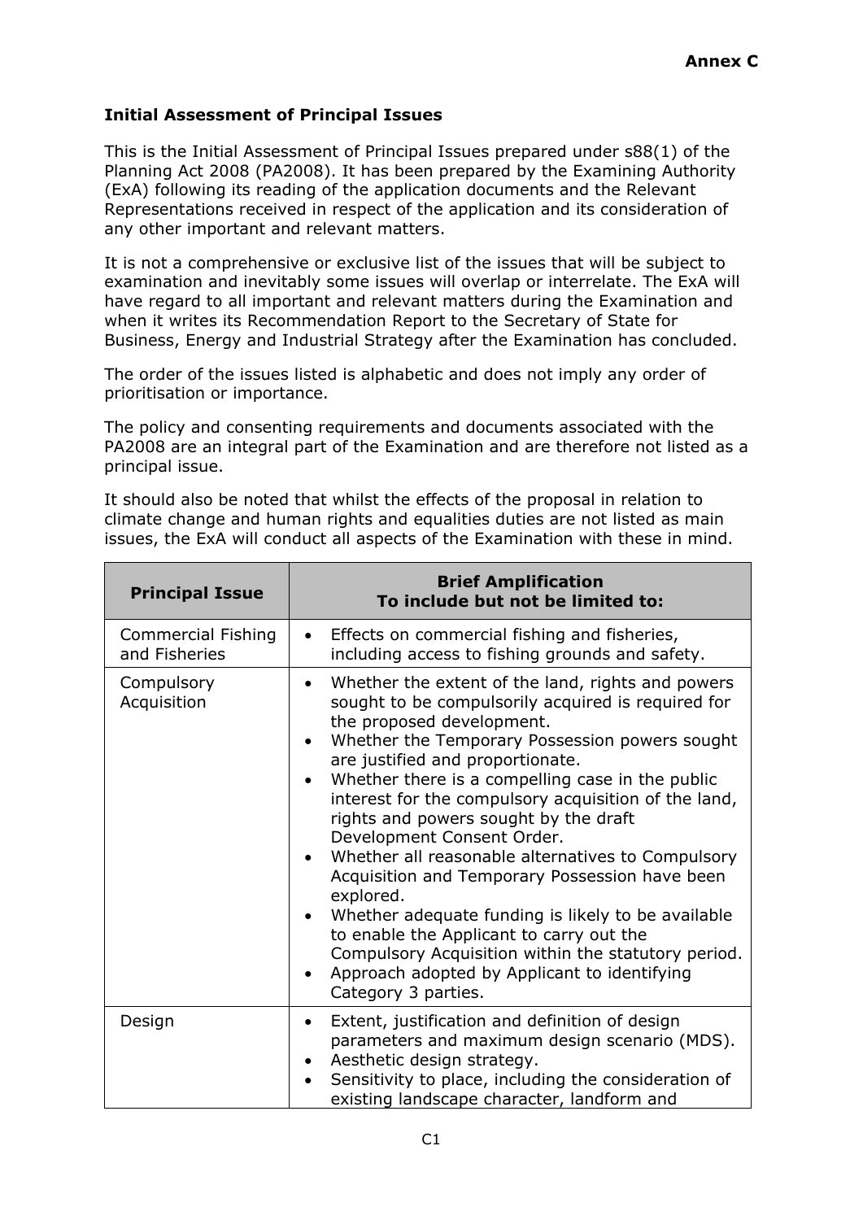**Annex C**

**Initial Assessment of Principal Issues**

This is the Initial Assessment of Principal Issues prepared under s88(1) of the Planning Act 2008 (PA2008). It has been prepared by the Examining Authority (ExA) following its reading of the application documents and the Relevant Representations received in respect of the application and its consideration of any other important and relevant matters.

It is not a comprehensive or exclusive list of the issues that will be subject to examination and inevitably some issues will overlap or interrelate. The ExA will have regard to all important and relevant matters during the Examination and when it writes its Recommendation Report to the Secretary of State for Business, Energy and Industrial Strategy after the Examination has concluded.

The order of the issues listed is alphabetic and does not imply any order of prioritisation or importance.

The policy and consenting requirements and documents associated with the PA2008 are an integral part of the Examination and are therefore not listed as a principal issue.

It should also be noted that whilst the effects of the proposal in relation to climate change and human rights and equalities duties are not listed as main issues, the ExA will conduct all aspects of the Examination with these in mind.

| Principal Issue | Brief Amplification<br>To include but not be limited to: |
|---|---|
| Commercial Fishing and Fisheries | • Effects on commercial fishing and fisheries, including access to fishing grounds and safety. |
| Compulsory Acquisition | • Whether the extent of the land, rights and powers sought to be compulsorily acquired is required for the proposed development.<br>• Whether the Temporary Possession powers sought are justified and proportionate.<br>• Whether there is a compelling case in the public interest for the compulsory acquisition of the land, rights and powers sought by the draft Development Consent Order.<br>• Whether all reasonable alternatives to Compulsory Acquisition and Temporary Possession have been explored.<br>• Whether adequate funding is likely to be available to enable the Applicant to carry out the Compulsory Acquisition within the statutory period.<br>• Approach adopted by Applicant to identifying Category 3 parties. |
| Design | • Extent, justification and definition of design parameters and maximum design scenario (MDS).<br>• Aesthetic design strategy.<br>• Sensitivity to place, including the consideration of existing landscape character, landform and |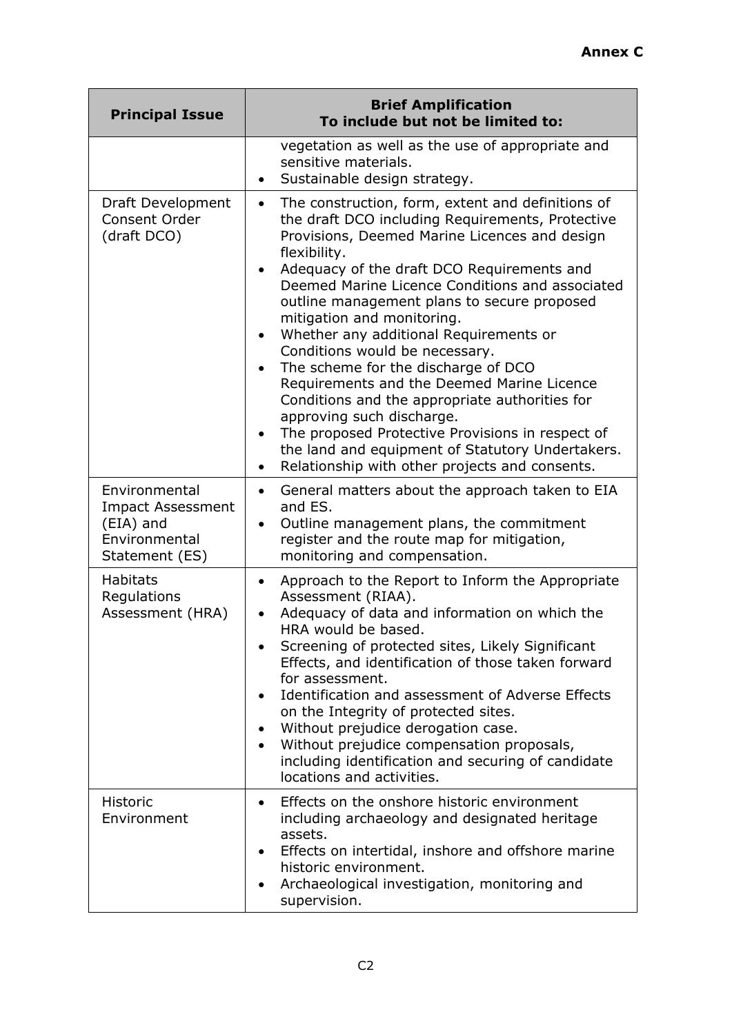**Annex C**

| Principal Issue | Brief Amplification<br>To include but not be limited to: |
|---|---|
| | vegetation as well as the use of appropriate and sensitive materials.<br>• Sustainable design strategy. |
| Draft Development Consent Order (draft DCO) | • The construction, form, extent and definitions of the draft DCO including Requirements, Protective Provisions, Deemed Marine Licences and design flexibility.<br>• Adequacy of the draft DCO Requirements and Deemed Marine Licence Conditions and associated outline management plans to secure proposed mitigation and monitoring.<br>• Whether any additional Requirements or Conditions would be necessary.<br>• The scheme for the discharge of DCO Requirements and the Deemed Marine Licence Conditions and the appropriate authorities for approving such discharge.<br>• The proposed Protective Provisions in respect of the land and equipment of Statutory Undertakers.<br>• Relationship with other projects and consents. |
| Environmental Impact Assessment (EIA) and Environmental Statement (ES) | • General matters about the approach taken to EIA and ES.<br>• Outline management plans, the commitment register and the route map for mitigation, monitoring and compensation. |
| Habitats Regulations Assessment (HRA) | • Approach to the Report to Inform the Appropriate Assessment (RIAA).<br>• Adequacy of data and information on which the HRA would be based.<br>• Screening of protected sites, Likely Significant Effects, and identification of those taken forward for assessment.<br>• Identification and assessment of Adverse Effects on the Integrity of protected sites.<br>• Without prejudice derogation case.<br>• Without prejudice compensation proposals, including identification and securing of candidate locations and activities. |
| Historic Environment | • Effects on the onshore historic environment including archaeology and designated heritage assets.<br>• Effects on intertidal, inshore and offshore marine historic environment.<br>• Archaeological investigation, monitoring and supervision. |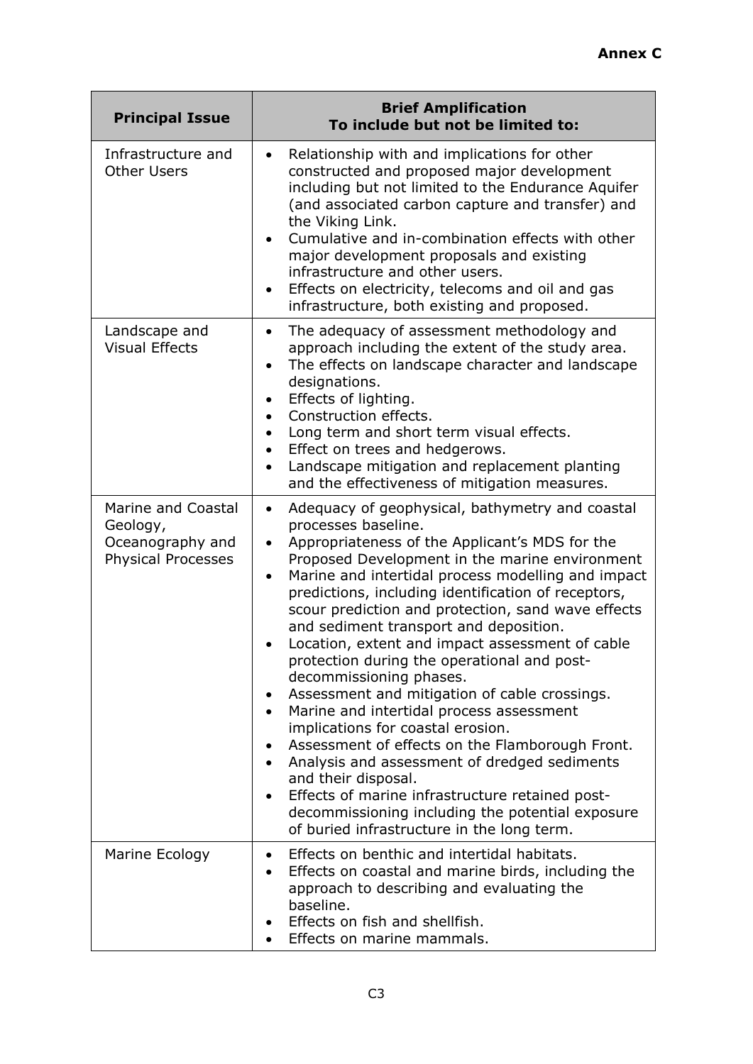**Annex C**

| Principal Issue | Brief Amplification<br>To include but not be limited to: |
|---|---|
| Infrastructure and Other Users | • Relationship with and implications for other constructed and proposed major development including but not limited to the Endurance Aquifer (and associated carbon capture and transfer) and the Viking Link.<br>• Cumulative and in-combination effects with other major development proposals and existing infrastructure and other users.<br>• Effects on electricity, telecoms and oil and gas infrastructure, both existing and proposed. |
| Landscape and Visual Effects | • The adequacy of assessment methodology and approach including the extent of the study area.<br>• The effects on landscape character and landscape designations.<br>• Effects of lighting.<br>• Construction effects.<br>• Long term and short term visual effects.<br>• Effect on trees and hedgerows.<br>• Landscape mitigation and replacement planting and the effectiveness of mitigation measures. |
| Marine and Coastal Geology, Oceanography and Physical Processes | • Adequacy of geophysical, bathymetry and coastal processes baseline.<br>• Appropriateness of the Applicant's MDS for the Proposed Development in the marine environment<br>• Marine and intertidal process modelling and impact predictions, including identification of receptors, scour prediction and protection, sand wave effects and sediment transport and deposition.<br>• Location, extent and impact assessment of cable protection during the operational and post-decommissioning phases.<br>• Assessment and mitigation of cable crossings.<br>• Marine and intertidal process assessment implications for coastal erosion.<br>• Assessment of effects on the Flamborough Front.<br>• Analysis and assessment of dredged sediments and their disposal.<br>• Effects of marine infrastructure retained post-decommissioning including the potential exposure of buried infrastructure in the long term. |
| Marine Ecology | • Effects on benthic and intertidal habitats.<br>• Effects on coastal and marine birds, including the approach to describing and evaluating the baseline.<br>• Effects on fish and shellfish.<br>• Effects on marine mammals. |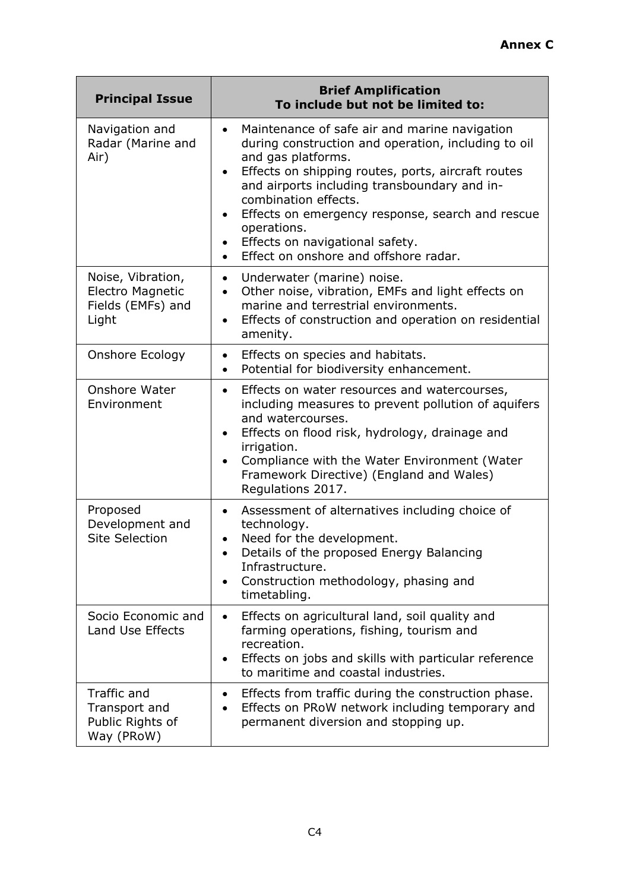**Annex C**

| Principal Issue | Brief Amplification<br>To include but not be limited to: |
|---|---|
| Navigation and Radar (Marine and Air) | • Maintenance of safe air and marine navigation during construction and operation, including to oil and gas platforms.<br>• Effects on shipping routes, ports, aircraft routes and airports including transboundary and in-combination effects.<br>• Effects on emergency response, search and rescue operations.<br>• Effects on navigational safety.<br>• Effect on onshore and offshore radar. |
| Noise, Vibration, Electro Magnetic Fields (EMFs) and Light | • Underwater (marine) noise.<br>• Other noise, vibration, EMFs and light effects on marine and terrestrial environments.<br>• Effects of construction and operation on residential amenity. |
| Onshore Ecology | • Effects on species and habitats.<br>• Potential for biodiversity enhancement. |
| Onshore Water Environment | • Effects on water resources and watercourses, including measures to prevent pollution of aquifers and watercourses.<br>• Effects on flood risk, hydrology, drainage and irrigation.<br>• Compliance with the Water Environment (Water Framework Directive) (England and Wales) Regulations 2017. |
| Proposed Development and Site Selection | • Assessment of alternatives including choice of technology.<br>• Need for the development.<br>• Details of the proposed Energy Balancing Infrastructure.<br>• Construction methodology, phasing and timetabling. |
| Socio Economic and Land Use Effects | • Effects on agricultural land, soil quality and farming operations, fishing, tourism and recreation.<br>• Effects on jobs and skills with particular reference to maritime and coastal industries. |
| Traffic and Transport and Public Rights of Way (PRoW) | • Effects from traffic during the construction phase.<br>• Effects on PRoW network including temporary and permanent diversion and stopping up. |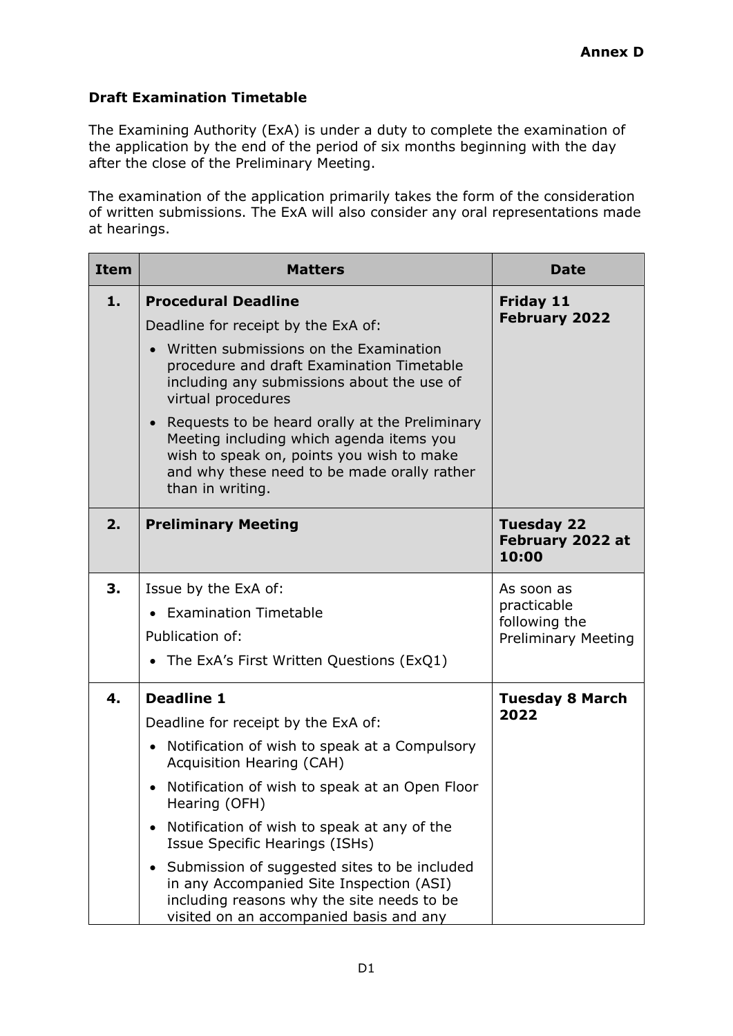**Annex D**

## Draft Examination Timetable

The Examining Authority (ExA) is under a duty to complete the examination of the application by the end of the period of six months beginning with the day after the close of the Preliminary Meeting.

The examination of the application primarily takes the form of the consideration of written submissions. The ExA will also consider any oral representations made at hearings.

| Item | Matters | Date |
|---|---|---|
| **1.** | **Procedural Deadline**<br>Deadline for receipt by the ExA of:<br>• Written submissions on the Examination procedure and draft Examination Timetable including any submissions about the use of virtual procedures<br>• Requests to be heard orally at the Preliminary Meeting including which agenda items you wish to speak on, points you wish to make and why these need to be made orally rather than in writing. | **Friday 11 February 2022** |
| **2.** | **Preliminary Meeting** | **Tuesday 22 February 2022 at 10:00** |
| **3.** | Issue by the ExA of:<br>• Examination Timetable<br>Publication of:<br>• The ExA's First Written Questions (ExQ1) | As soon as practicable following the Preliminary Meeting |
| **4.** | **Deadline 1**<br>Deadline for receipt by the ExA of:<br>• Notification of wish to speak at a Compulsory Acquisition Hearing (CAH)<br>• Notification of wish to speak at an Open Floor Hearing (OFH)<br>• Notification of wish to speak at any of the Issue Specific Hearings (ISHs)<br>• Submission of suggested sites to be included in any Accompanied Site Inspection (ASI) including reasons why the site needs to be visited on an accompanied basis and any | **Tuesday 8 March 2022** |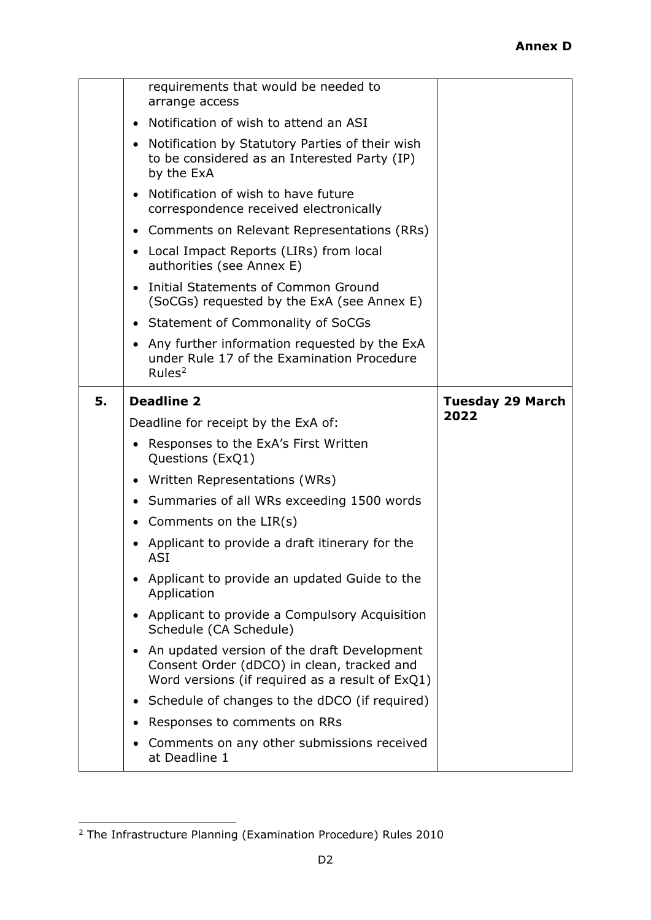**Annex D**

| | | |
|---|---|---|
| | requirements that would be needed to arrange access<br>• Notification of wish to attend an ASI<br>• Notification by Statutory Parties of their wish to be considered as an Interested Party (IP) by the ExA<br>• Notification of wish to have future correspondence received electronically<br>• Comments on Relevant Representations (RRs)<br>• Local Impact Reports (LIRs) from local authorities (see Annex E)<br>• Initial Statements of Common Ground (SoCGs) requested by the ExA (see Annex E)<br>• Statement of Commonality of SoCGs<br>• Any further information requested by the ExA under Rule 17 of the Examination Procedure Rules[2] | |
| **5.** | **Deadline 2**<br>Deadline for receipt by the ExA of:<br>• Responses to the ExA's First Written Questions (ExQ1)<br>• Written Representations (WRs)<br>• Summaries of all WRs exceeding 1500 words<br>• Comments on the LIR(s)<br>• Applicant to provide a draft itinerary for the ASI<br>• Applicant to provide an updated Guide to the Application<br>• Applicant to provide a Compulsory Acquisition Schedule (CA Schedule)<br>• An updated version of the draft Development Consent Order (dDCO) in clean, tracked and Word versions (if required as a result of ExQ1)<br>• Schedule of changes to the dDCO (if required)<br>• Responses to comments on RRs<br>• Comments on any other submissions received at Deadline 1 | **Tuesday 29 March 2022** |

[2] The Infrastructure Planning (Examination Procedure) Rules 2010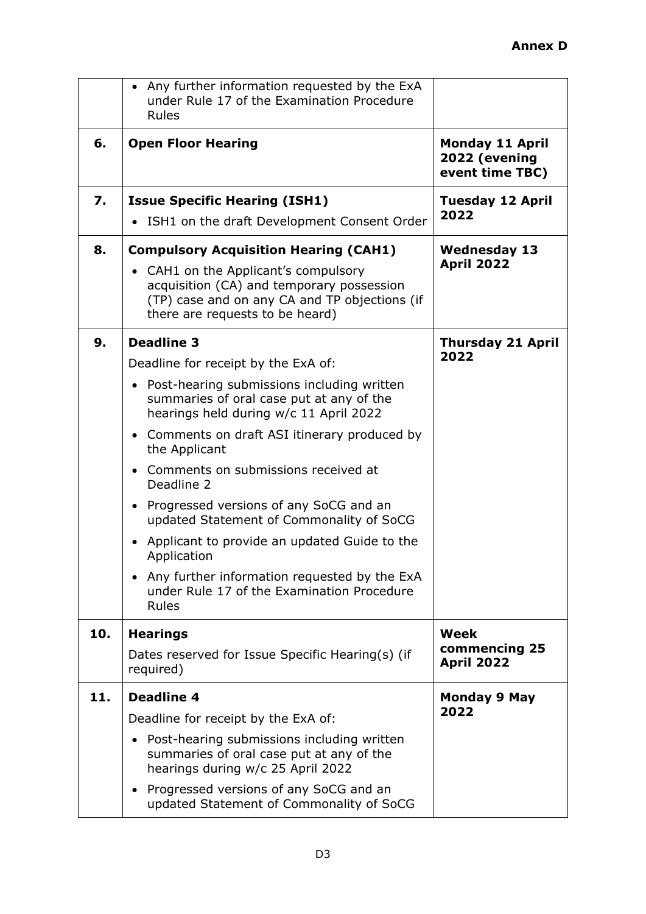**Annex D**

| | | |
|---|---|---|
| | • Any further information requested by the ExA under Rule 17 of the Examination Procedure Rules | |
| **6.** | **Open Floor Hearing** | **Monday 11 April 2022 (evening event time TBC)** |
| **7.** | **Issue Specific Hearing (ISH1)**<br>• ISH1 on the draft Development Consent Order | **Tuesday 12 April 2022** |
| **8.** | **Compulsory Acquisition Hearing (CAH1)**<br>• CAH1 on the Applicant's compulsory acquisition (CA) and temporary possession (TP) case and on any CA and TP objections (if there are requests to be heard) | **Wednesday 13 April 2022** |
| **9.** | **Deadline 3**<br>Deadline for receipt by the ExA of:<br>• Post-hearing submissions including written summaries of oral case put at any of the hearings held during w/c 11 April 2022<br>• Comments on draft ASI itinerary produced by the Applicant<br>• Comments on submissions received at Deadline 2<br>• Progressed versions of any SoCG and an updated Statement of Commonality of SoCG<br>• Applicant to provide an updated Guide to the Application<br>• Any further information requested by the ExA under Rule 17 of the Examination Procedure Rules | **Thursday 21 April 2022** |
| **10.** | **Hearings**<br>Dates reserved for Issue Specific Hearing(s) (if required) | **Week commencing 25 April 2022** |
| **11.** | **Deadline 4**<br>Deadline for receipt by the ExA of:<br>• Post-hearing submissions including written summaries of oral case put at any of the hearings during w/c 25 April 2022<br>• Progressed versions of any SoCG and an updated Statement of Commonality of SoCG | **Monday 9 May 2022** |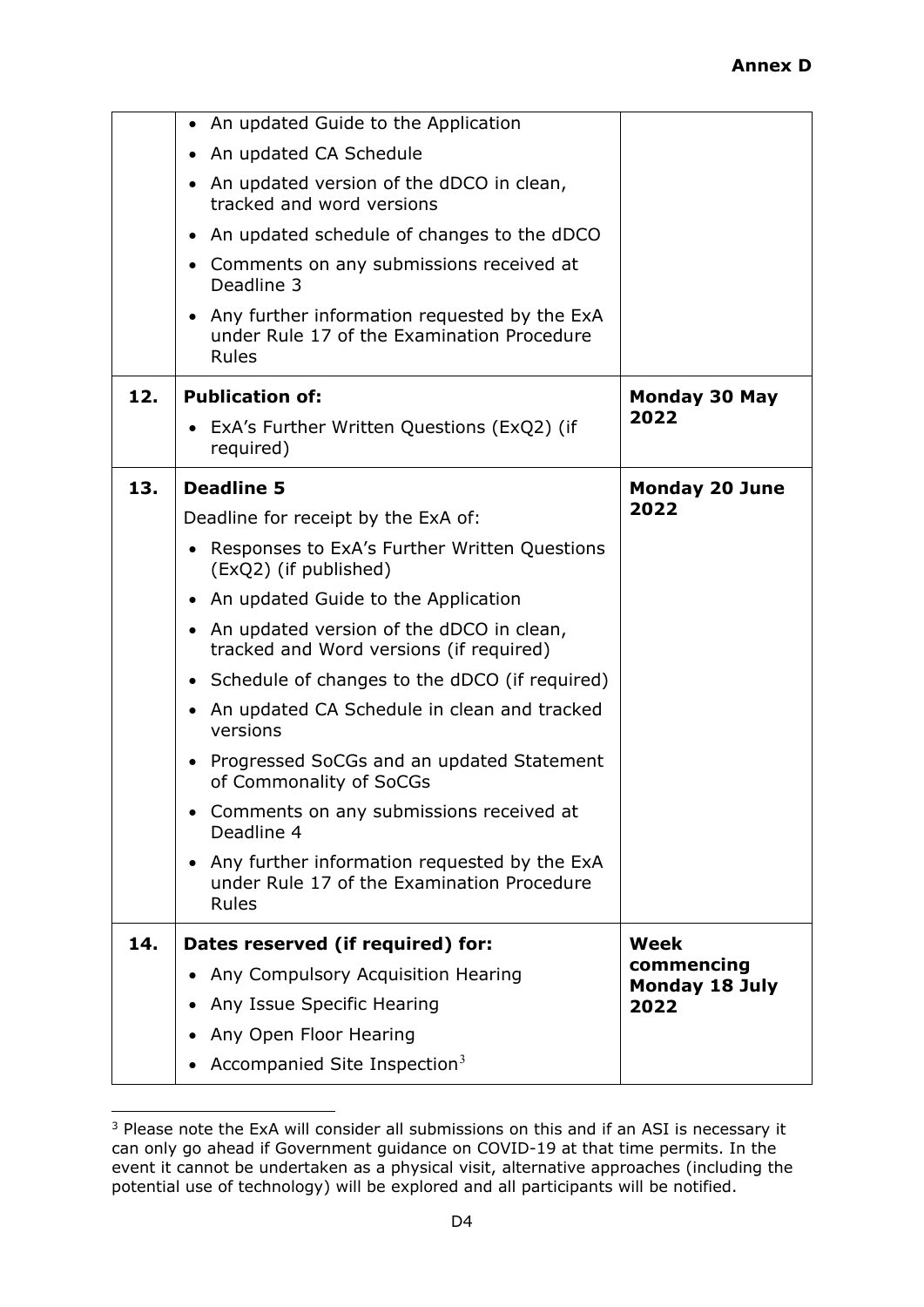**Annex D**

| | | |
|---|---|---|
| | • An updated Guide to the Application<br>• An updated CA Schedule<br>• An updated version of the dDCO in clean, tracked and word versions<br>• An updated schedule of changes to the dDCO<br>• Comments on any submissions received at Deadline 3<br>• Any further information requested by the ExA under Rule 17 of the Examination Procedure Rules | |
| **12.** | **Publication of:**<br>• ExA's Further Written Questions (ExQ2) (if required) | **Monday 30 May 2022** |
| **13.** | **Deadline 5**<br>Deadline for receipt by the ExA of:<br>• Responses to ExA's Further Written Questions (ExQ2) (if published)<br>• An updated Guide to the Application<br>• An updated version of the dDCO in clean, tracked and Word versions (if required)<br>• Schedule of changes to the dDCO (if required)<br>• An updated CA Schedule in clean and tracked versions<br>• Progressed SoCGs and an updated Statement of Commonality of SoCGs<br>• Comments on any submissions received at Deadline 4<br>• Any further information requested by the ExA under Rule 17 of the Examination Procedure Rules | **Monday 20 June 2022** |
| **14.** | **Dates reserved (if required) for:**<br>• Any Compulsory Acquisition Hearing<br>• Any Issue Specific Hearing<br>• Any Open Floor Hearing<br>• Accompanied Site Inspection[3] | **Week commencing Monday 18 July 2022** |

[3] Please note the ExA will consider all submissions on this and if an ASI is necessary it can only go ahead if Government guidance on COVID-19 at that time permits. In the event it cannot be undertaken as a physical visit, alternative approaches (including the potential use of technology) will be explored and all participants will be notified.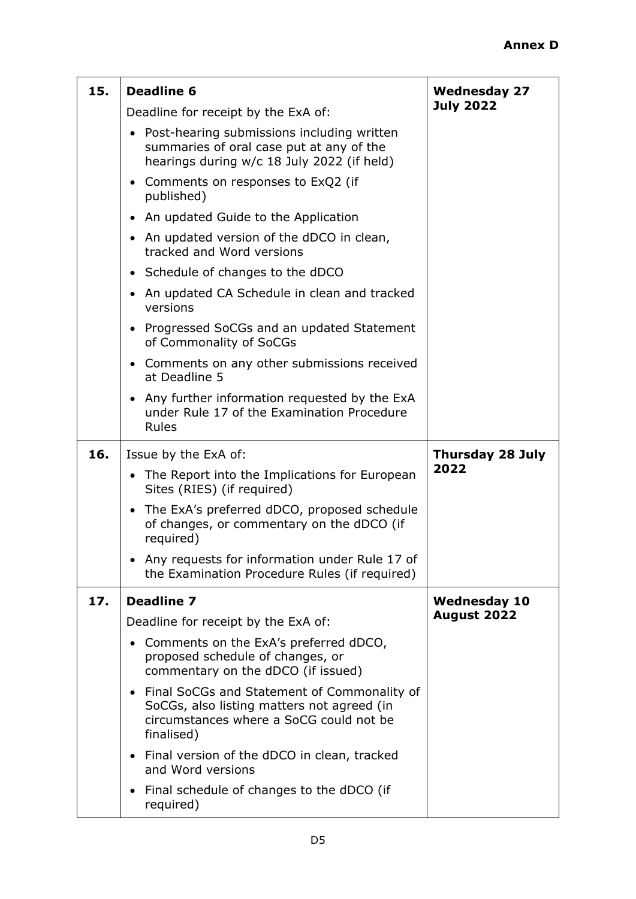**Annex D**

| | | |
|---|---|---|
| **15.** | **Deadline 6**<br>Deadline for receipt by the ExA of:<br>• Post-hearing submissions including written summaries of oral case put at any of the hearings during w/c 18 July 2022 (if held)<br>• Comments on responses to ExQ2 (if published)<br>• An updated Guide to the Application<br>• An updated version of the dDCO in clean, tracked and Word versions<br>• Schedule of changes to the dDCO<br>• An updated CA Schedule in clean and tracked versions<br>• Progressed SoCGs and an updated Statement of Commonality of SoCGs<br>• Comments on any other submissions received at Deadline 5<br>• Any further information requested by the ExA under Rule 17 of the Examination Procedure Rules | **Wednesday 27 July 2022** |
| **16.** | Issue by the ExA of:<br>• The Report into the Implications for European Sites (RIES) (if required)<br>• The ExA's preferred dDCO, proposed schedule of changes, or commentary on the dDCO (if required)<br>• Any requests for information under Rule 17 of the Examination Procedure Rules (if required) | **Thursday 28 July 2022** |
| **17.** | **Deadline 7**<br>Deadline for receipt by the ExA of:<br>• Comments on the ExA's preferred dDCO, proposed schedule of changes, or commentary on the dDCO (if issued)<br>• Final SoCGs and Statement of Commonality of SoCGs, also listing matters not agreed (in circumstances where a SoCG could not be finalised)<br>• Final version of the dDCO in clean, tracked and Word versions<br>• Final schedule of changes to the dDCO (if required) | **Wednesday 10 August 2022** |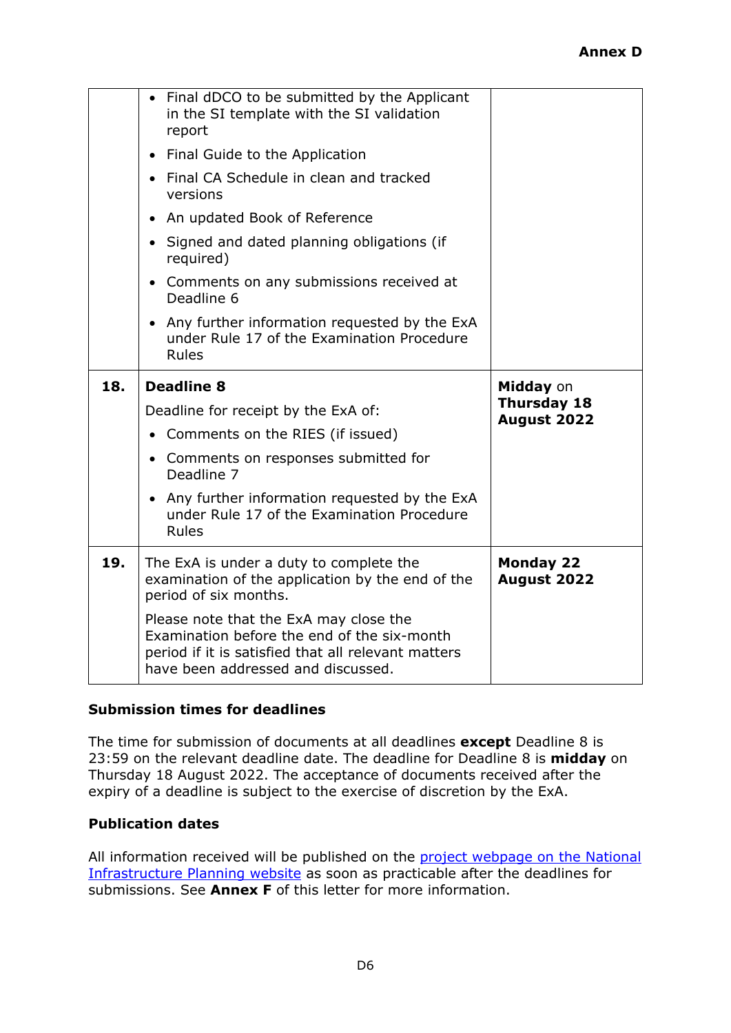| | | |
|---|---|---|
| | • Final dDCO to be submitted by the Applicant in the SI template with the SI validation report<br>• Final Guide to the Application<br>• Final CA Schedule in clean and tracked versions<br>• An updated Book of Reference<br>• Signed and dated planning obligations (if required)<br>• Comments on any submissions received at Deadline 6<br>• Any further information requested by the ExA under Rule 17 of the Examination Procedure Rules | |
| **18.** | **Deadline 8**<br>Deadline for receipt by the ExA of:<br>• Comments on the RIES (if issued)<br>• Comments on responses submitted for Deadline 7<br>• Any further information requested by the ExA under Rule 17 of the Examination Procedure Rules | **Midday** on **Thursday 18 August 2022** |
| **19.** | The ExA is under a duty to complete the examination of the application by the end of the period of six months.<br>Please note that the ExA may close the Examination before the end of the six-month period if it is satisfied that all relevant matters have been addressed and discussed. | **Monday 22 August 2022** |

**Submission times for deadlines**

The time for submission of documents at all deadlines **except** Deadline 8 is 23:59 on the relevant deadline date. The deadline for Deadline 8 is **midday** on Thursday 18 August 2022. The acceptance of documents received after the expiry of a deadline is subject to the exercise of discretion by the ExA.

**Publication dates**

All information received will be published on the project webpage on the National Infrastructure Planning website as soon as practicable after the deadlines for submissions. See **Annex F** of this letter for more information.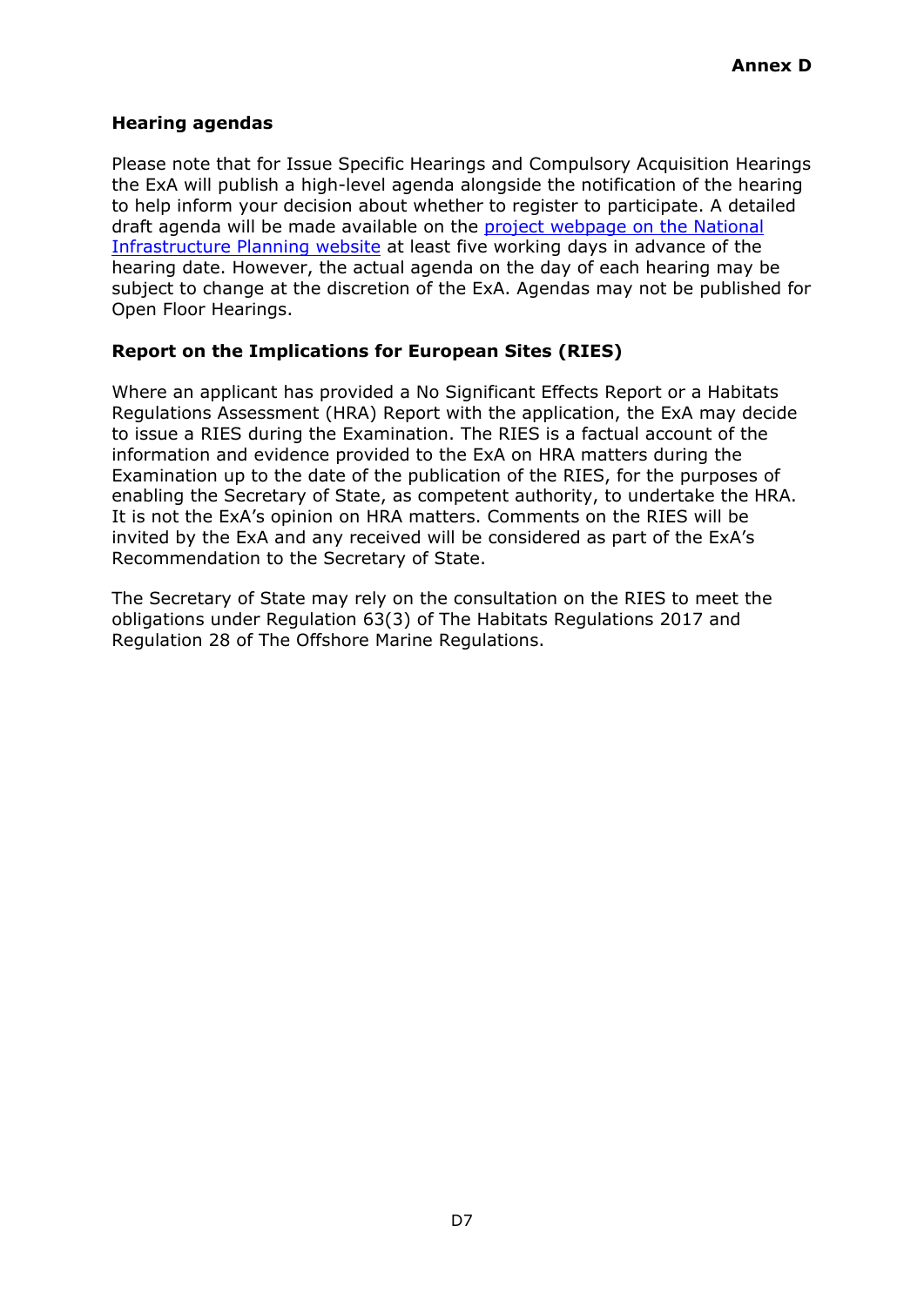**Annex D**

### Hearing agendas

Please note that for Issue Specific Hearings and Compulsory Acquisition Hearings the ExA will publish a high-level agenda alongside the notification of the hearing to help inform your decision about whether to register to participate. A detailed draft agenda will be made available on the project webpage on the National Infrastructure Planning website at least five working days in advance of the hearing date. However, the actual agenda on the day of each hearing may be subject to change at the discretion of the ExA. Agendas may not be published for Open Floor Hearings.

### Report on the Implications for European Sites (RIES)

Where an applicant has provided a No Significant Effects Report or a Habitats Regulations Assessment (HRA) Report with the application, the ExA may decide to issue a RIES during the Examination. The RIES is a factual account of the information and evidence provided to the ExA on HRA matters during the Examination up to the date of the publication of the RIES, for the purposes of enabling the Secretary of State, as competent authority, to undertake the HRA. It is not the ExA's opinion on HRA matters. Comments on the RIES will be invited by the ExA and any received will be considered as part of the ExA's Recommendation to the Secretary of State.

The Secretary of State may rely on the consultation on the RIES to meet the obligations under Regulation 63(3) of The Habitats Regulations 2017 and Regulation 28 of The Offshore Marine Regulations.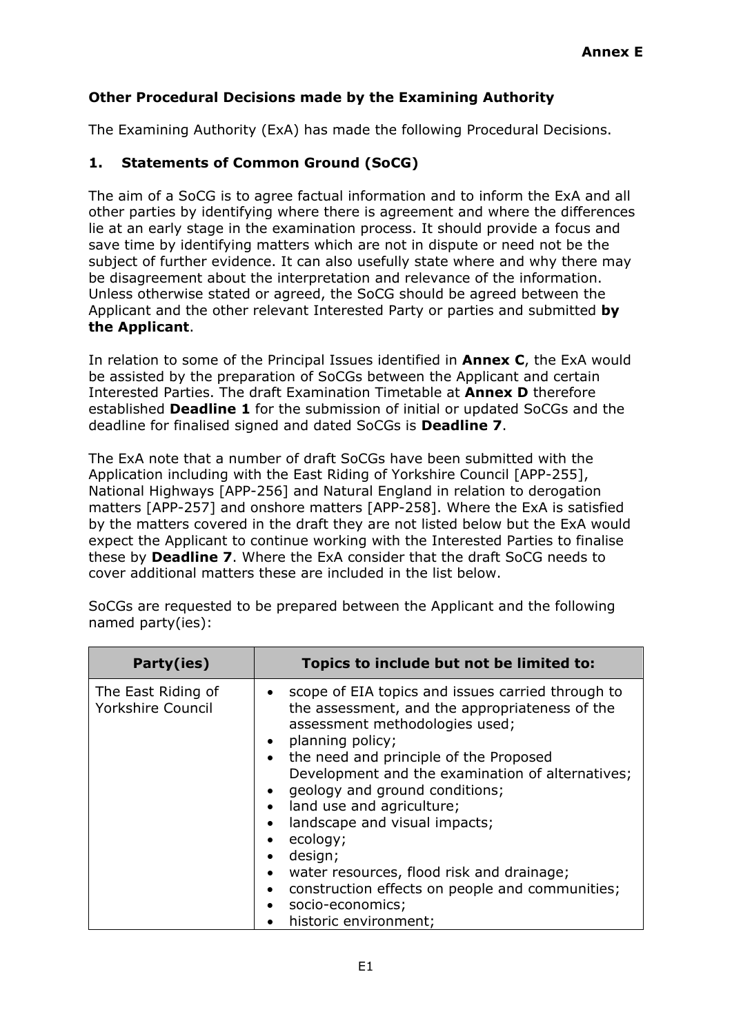**Annex E**

## Other Procedural Decisions made by the Examining Authority

The Examining Authority (ExA) has made the following Procedural Decisions.

### 1. Statements of Common Ground (SoCG)

The aim of a SoCG is to agree factual information and to inform the ExA and all other parties by identifying where there is agreement and where the differences lie at an early stage in the examination process. It should provide a focus and save time by identifying matters which are not in dispute or need not be the subject of further evidence. It can also usefully state where and why there may be disagreement about the interpretation and relevance of the information. Unless otherwise stated or agreed, the SoCG should be agreed between the Applicant and the other relevant Interested Party or parties and submitted **by the Applicant**.

In relation to some of the Principal Issues identified in **Annex C**, the ExA would be assisted by the preparation of SoCGs between the Applicant and certain Interested Parties. The draft Examination Timetable at **Annex D** therefore established **Deadline 1** for the submission of initial or updated SoCGs and the deadline for finalised signed and dated SoCGs is **Deadline 7**.

The ExA note that a number of draft SoCGs have been submitted with the Application including with the East Riding of Yorkshire Council [APP-255], National Highways [APP-256] and Natural England in relation to derogation matters [APP-257] and onshore matters [APP-258]. Where the ExA is satisfied by the matters covered in the draft they are not listed below but the ExA would expect the Applicant to continue working with the Interested Parties to finalise these by **Deadline 7**. Where the ExA consider that the draft SoCG needs to cover additional matters these are included in the list below.

SoCGs are requested to be prepared between the Applicant and the following named party(ies):

| Party(ies) | Topics to include but not be limited to: |
|---|---|
| The East Riding of Yorkshire Council | • scope of EIA topics and issues carried through to the assessment, and the appropriateness of the assessment methodologies used;<br>• planning policy;<br>• the need and principle of the Proposed Development and the examination of alternatives;<br>• geology and ground conditions;<br>• land use and agriculture;<br>• landscape and visual impacts;<br>• ecology;<br>• design;<br>• water resources, flood risk and drainage;<br>• construction effects on people and communities;<br>• socio-economics;<br>• historic environment; |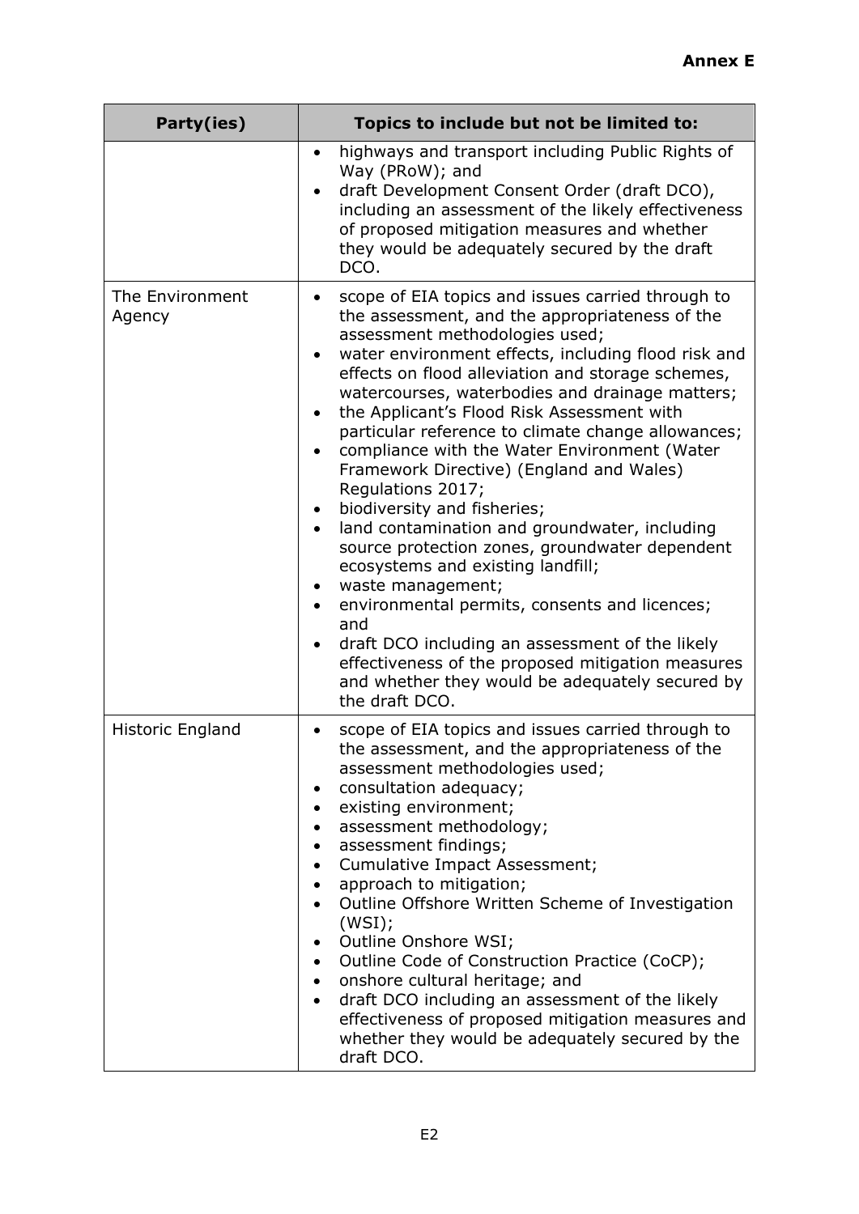**Annex E**

| Party(ies) | Topics to include but not be limited to: |
|---|---|
| | • highways and transport including Public Rights of Way (PRoW); and<br>• draft Development Consent Order (draft DCO), including an assessment of the likely effectiveness of proposed mitigation measures and whether they would be adequately secured by the draft DCO. |
| The Environment Agency | • scope of EIA topics and issues carried through to the assessment, and the appropriateness of the assessment methodologies used;<br>• water environment effects, including flood risk and effects on flood alleviation and storage schemes, watercourses, waterbodies and drainage matters;<br>• the Applicant's Flood Risk Assessment with particular reference to climate change allowances;<br>• compliance with the Water Environment (Water Framework Directive) (England and Wales) Regulations 2017;<br>• biodiversity and fisheries;<br>• land contamination and groundwater, including source protection zones, groundwater dependent ecosystems and existing landfill;<br>• waste management;<br>• environmental permits, consents and licences; and<br>• draft DCO including an assessment of the likely effectiveness of the proposed mitigation measures and whether they would be adequately secured by the draft DCO. |
| Historic England | • scope of EIA topics and issues carried through to the assessment, and the appropriateness of the assessment methodologies used;<br>• consultation adequacy;<br>• existing environment;<br>• assessment methodology;<br>• assessment findings;<br>• Cumulative Impact Assessment;<br>• approach to mitigation;<br>• Outline Offshore Written Scheme of Investigation (WSI);<br>• Outline Onshore WSI;<br>• Outline Code of Construction Practice (CoCP);<br>• onshore cultural heritage; and<br>• draft DCO including an assessment of the likely effectiveness of proposed mitigation measures and whether they would be adequately secured by the draft DCO. |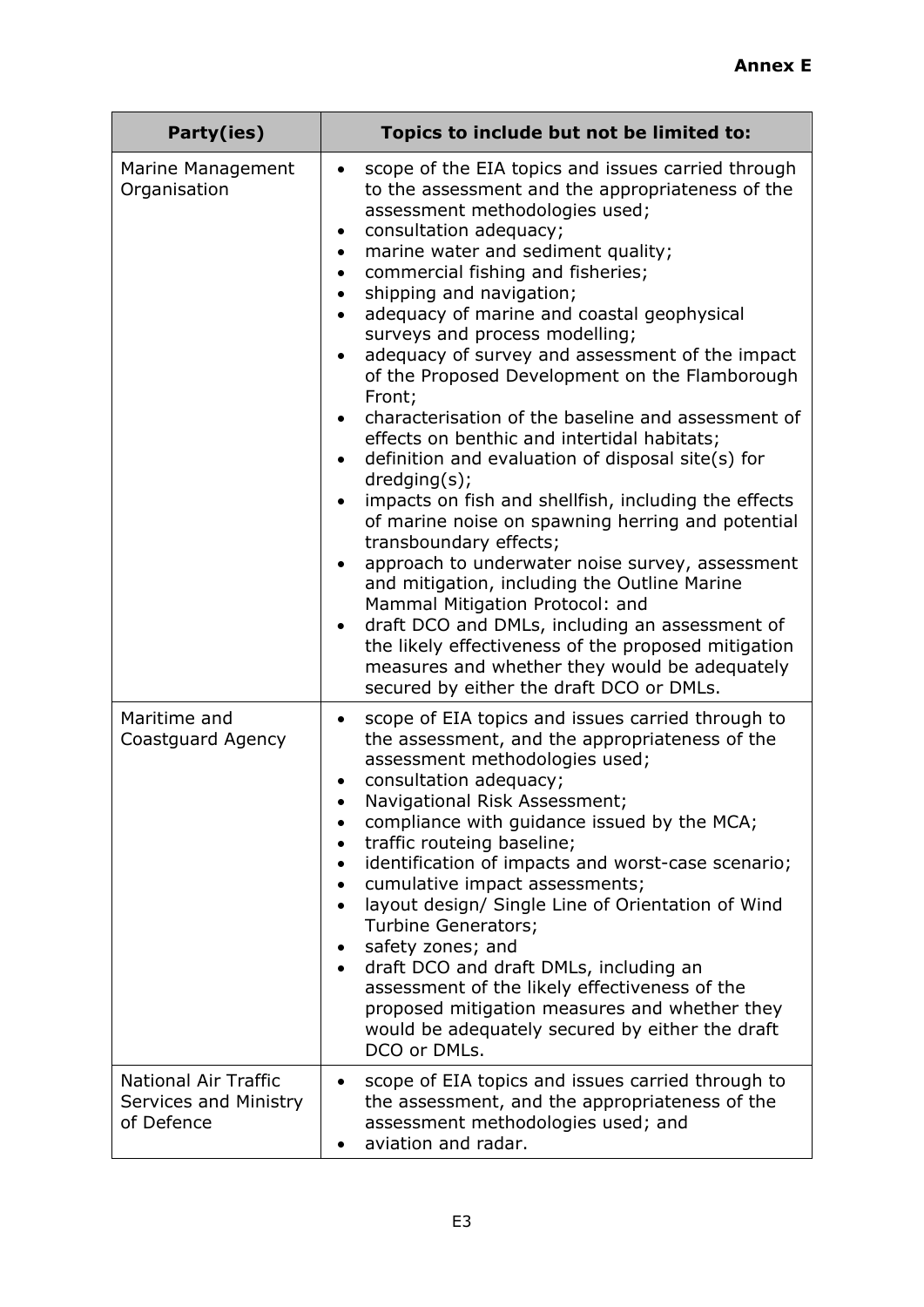**Annex E**

| Party(ies) | Topics to include but not be limited to: |
|---|---|
| Marine Management Organisation | • scope of the EIA topics and issues carried through to the assessment and the appropriateness of the assessment methodologies used;<br>• consultation adequacy;<br>• marine water and sediment quality;<br>• commercial fishing and fisheries;<br>• shipping and navigation;<br>• adequacy of marine and coastal geophysical surveys and process modelling;<br>• adequacy of survey and assessment of the impact of the Proposed Development on the Flamborough Front;<br>• characterisation of the baseline and assessment of effects on benthic and intertidal habitats;<br>• definition and evaluation of disposal site(s) for dredging(s);<br>• impacts on fish and shellfish, including the effects of marine noise on spawning herring and potential transboundary effects;<br>• approach to underwater noise survey, assessment and mitigation, including the Outline Marine Mammal Mitigation Protocol: and<br>• draft DCO and DMLs, including an assessment of the likely effectiveness of the proposed mitigation measures and whether they would be adequately secured by either the draft DCO or DMLs. |
| Maritime and Coastguard Agency | • scope of EIA topics and issues carried through to the assessment, and the appropriateness of the assessment methodologies used;<br>• consultation adequacy;<br>• Navigational Risk Assessment;<br>• compliance with guidance issued by the MCA;<br>• traffic routeing baseline;<br>• identification of impacts and worst-case scenario;<br>• cumulative impact assessments;<br>• layout design/ Single Line of Orientation of Wind Turbine Generators;<br>• safety zones; and<br>• draft DCO and draft DMLs, including an assessment of the likely effectiveness of the proposed mitigation measures and whether they would be adequately secured by either the draft DCO or DMLs. |
| National Air Traffic Services and Ministry of Defence | • scope of EIA topics and issues carried through to the assessment, and the appropriateness of the assessment methodologies used; and<br>• aviation and radar. |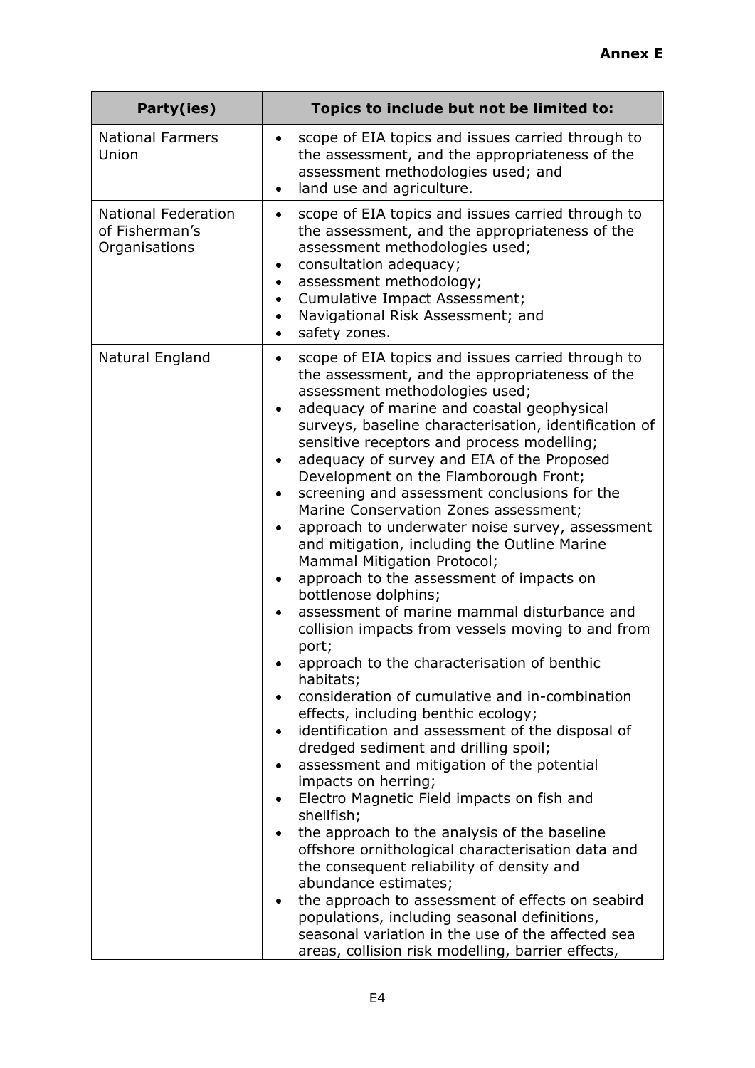**Annex E**

| Party(ies) | Topics to include but not be limited to: |
| --- | --- |
| National Farmers Union | • scope of EIA topics and issues carried through to the assessment, and the appropriateness of the assessment methodologies used; and<br>• land use and agriculture. |
| National Federation of Fisherman's Organisations | • scope of EIA topics and issues carried through to the assessment, and the appropriateness of the assessment methodologies used;<br>• consultation adequacy;<br>• assessment methodology;<br>• Cumulative Impact Assessment;<br>• Navigational Risk Assessment; and<br>• safety zones. |
| Natural England | • scope of EIA topics and issues carried through to the assessment, and the appropriateness of the assessment methodologies used;<br>• adequacy of marine and coastal geophysical surveys, baseline characterisation, identification of sensitive receptors and process modelling;<br>• adequacy of survey and EIA of the Proposed Development on the Flamborough Front;<br>• screening and assessment conclusions for the Marine Conservation Zones assessment;<br>• approach to underwater noise survey, assessment and mitigation, including the Outline Marine Mammal Mitigation Protocol;<br>• approach to the assessment of impacts on bottlenose dolphins;<br>• assessment of marine mammal disturbance and collision impacts from vessels moving to and from port;<br>• approach to the characterisation of benthic habitats;<br>• consideration of cumulative and in-combination effects, including benthic ecology;<br>• identification and assessment of the disposal of dredged sediment and drilling spoil;<br>• assessment and mitigation of the potential impacts on herring;<br>• Electro Magnetic Field impacts on fish and shellfish;<br>• the approach to the analysis of the baseline offshore ornithological characterisation data and the consequent reliability of density and abundance estimates;<br>• the approach to assessment of effects on seabird populations, including seasonal definitions, seasonal variation in the use of the affected sea areas, collision risk modelling, barrier effects, |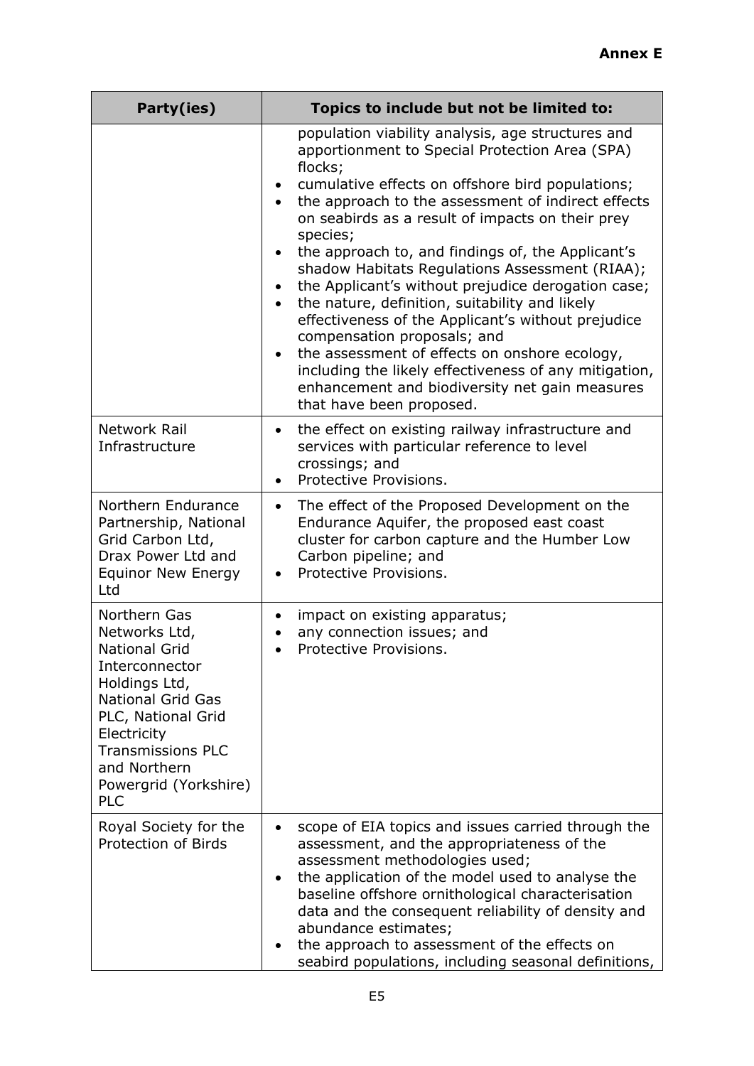# Annex E

| Party(ies) | Topics to include but not be limited to: |
|---|---|
| | population viability analysis, age structures and apportionment to Special Protection Area (SPA) flocks;<br>• cumulative effects on offshore bird populations;<br>• the approach to the assessment of indirect effects on seabirds as a result of impacts on their prey species;<br>• the approach to, and findings of, the Applicant's shadow Habitats Regulations Assessment (RIAA);<br>• the Applicant's without prejudice derogation case;<br>• the nature, definition, suitability and likely effectiveness of the Applicant's without prejudice compensation proposals; and<br>• the assessment of effects on onshore ecology, including the likely effectiveness of any mitigation, enhancement and biodiversity net gain measures that have been proposed. |
| Network Rail Infrastructure | • the effect on existing railway infrastructure and services with particular reference to level crossings; and<br>• Protective Provisions. |
| Northern Endurance Partnership, National Grid Carbon Ltd, Drax Power Ltd and Equinor New Energy Ltd | • The effect of the Proposed Development on the Endurance Aquifer, the proposed east coast cluster for carbon capture and the Humber Low Carbon pipeline; and<br>• Protective Provisions. |
| Northern Gas Networks Ltd, National Grid Interconnector Holdings Ltd, National Grid Gas PLC, National Grid Electricity Transmissions PLC and Northern Powergrid (Yorkshire) PLC | • impact on existing apparatus;<br>• any connection issues; and<br>• Protective Provisions. |
| Royal Society for the Protection of Birds | • scope of EIA topics and issues carried through the assessment, and the appropriateness of the assessment methodologies used;<br>• the application of the model used to analyse the baseline offshore ornithological characterisation data and the consequent reliability of density and abundance estimates;<br>• the approach to assessment of the effects on seabird populations, including seasonal definitions, |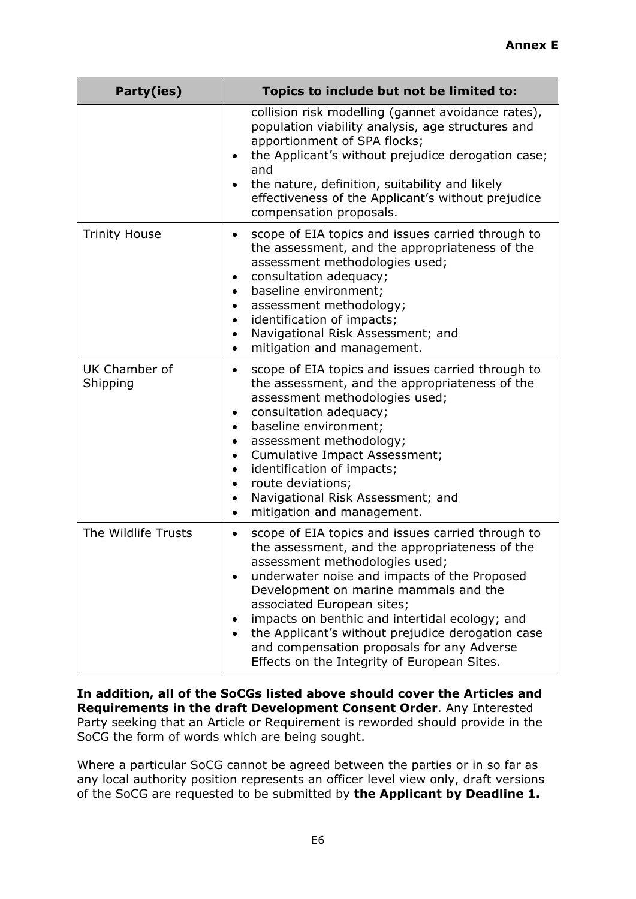**Annex E**

| Party(ies) | Topics to include but not be limited to: |
|---|---|
| | collision risk modelling (gannet avoidance rates), population viability analysis, age structures and apportionment of SPA flocks;<br>• the Applicant's without prejudice derogation case; and<br>• the nature, definition, suitability and likely effectiveness of the Applicant's without prejudice compensation proposals. |
| Trinity House | • scope of EIA topics and issues carried through to the assessment, and the appropriateness of the assessment methodologies used;<br>• consultation adequacy;<br>• baseline environment;<br>• assessment methodology;<br>• identification of impacts;<br>• Navigational Risk Assessment; and<br>• mitigation and management. |
| UK Chamber of Shipping | • scope of EIA topics and issues carried through to the assessment, and the appropriateness of the assessment methodologies used;<br>• consultation adequacy;<br>• baseline environment;<br>• assessment methodology;<br>• Cumulative Impact Assessment;<br>• identification of impacts;<br>• route deviations;<br>• Navigational Risk Assessment; and<br>• mitigation and management. |
| The Wildlife Trusts | • scope of EIA topics and issues carried through to the assessment, and the appropriateness of the assessment methodologies used;<br>• underwater noise and impacts of the Proposed Development on marine mammals and the associated European sites;<br>• impacts on benthic and intertidal ecology; and<br>• the Applicant's without prejudice derogation case and compensation proposals for any Adverse Effects on the Integrity of European Sites. |

**In addition, all of the SoCGs listed above should cover the Articles and Requirements in the draft Development Consent Order**. Any Interested Party seeking that an Article or Requirement is reworded should provide in the SoCG the form of words which are being sought.

Where a particular SoCG cannot be agreed between the parties or in so far as any local authority position represents an officer level view only, draft versions of the SoCG are requested to be submitted by **the Applicant by Deadline 1.**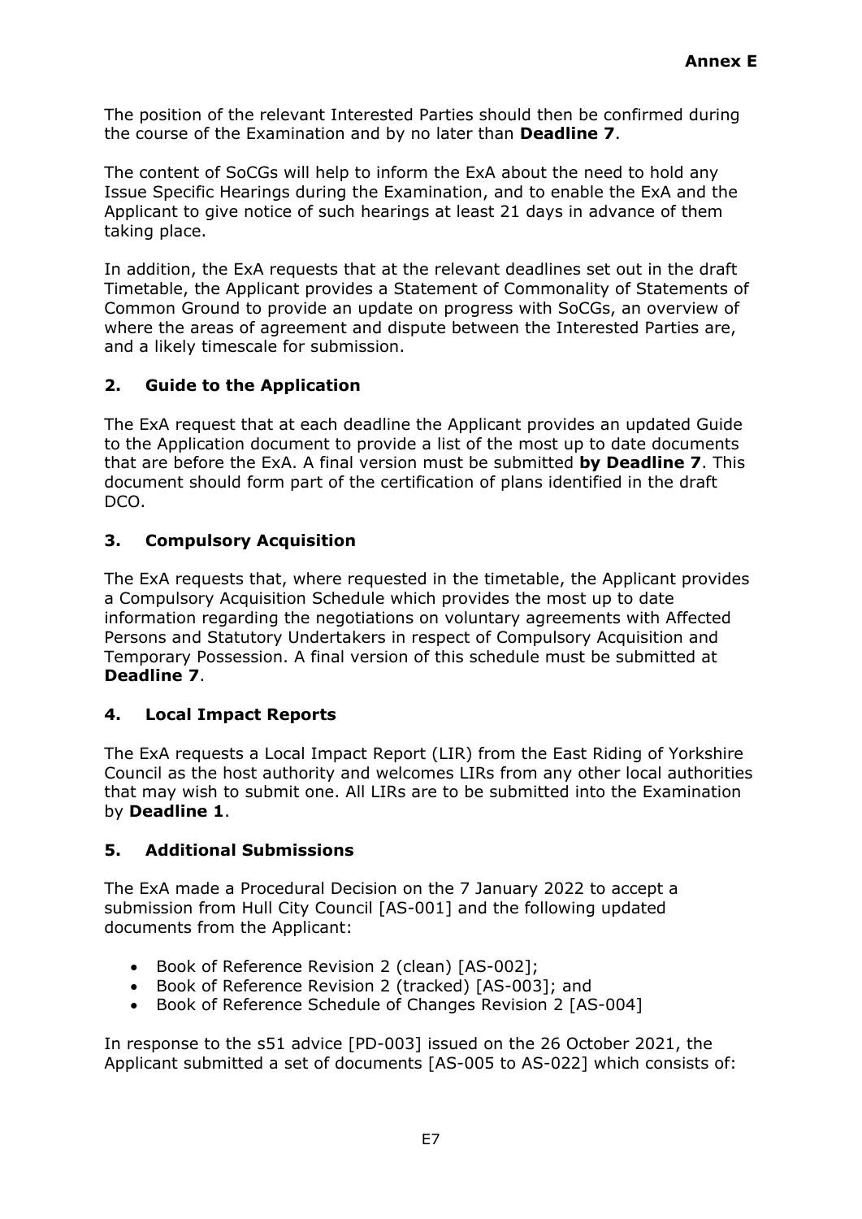The position of the relevant Interested Parties should then be confirmed during the course of the Examination and by no later than **Deadline 7**.

The content of SoCGs will help to inform the ExA about the need to hold any Issue Specific Hearings during the Examination, and to enable the ExA and the Applicant to give notice of such hearings at least 21 days in advance of them taking place.

In addition, the ExA requests that at the relevant deadlines set out in the draft Timetable, the Applicant provides a Statement of Commonality of Statements of Common Ground to provide an update on progress with SoCGs, an overview of where the areas of agreement and dispute between the Interested Parties are, and a likely timescale for submission.

## 2. Guide to the Application

The ExA request that at each deadline the Applicant provides an updated Guide to the Application document to provide a list of the most up to date documents that are before the ExA. A final version must be submitted **by Deadline 7**. This document should form part of the certification of plans identified in the draft DCO.

## 3. Compulsory Acquisition

The ExA requests that, where requested in the timetable, the Applicant provides a Compulsory Acquisition Schedule which provides the most up to date information regarding the negotiations on voluntary agreements with Affected Persons and Statutory Undertakers in respect of Compulsory Acquisition and Temporary Possession. A final version of this schedule must be submitted at **Deadline 7**.

## 4. Local Impact Reports

The ExA requests a Local Impact Report (LIR) from the East Riding of Yorkshire Council as the host authority and welcomes LIRs from any other local authorities that may wish to submit one. All LIRs are to be submitted into the Examination by **Deadline 1**.

## 5. Additional Submissions

The ExA made a Procedural Decision on the 7 January 2022 to accept a submission from Hull City Council [AS-001] and the following updated documents from the Applicant:

- Book of Reference Revision 2 (clean) [AS-002];
- Book of Reference Revision 2 (tracked) [AS-003]; and
- Book of Reference Schedule of Changes Revision 2 [AS-004]

In response to the s51 advice [PD-003] issued on the 26 October 2021, the Applicant submitted a set of documents [AS-005 to AS-022] which consists of: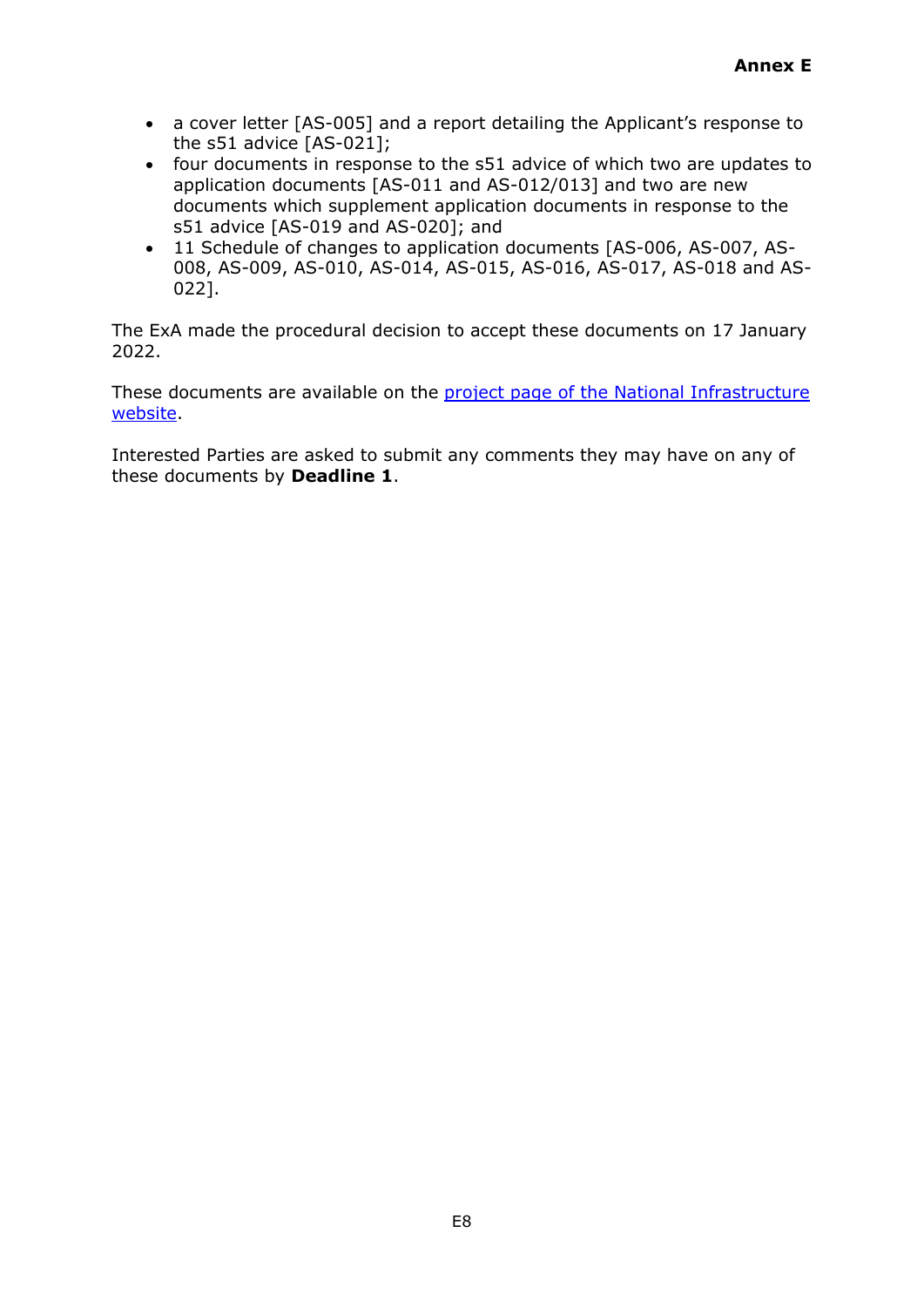- a cover letter [AS-005] and a report detailing the Applicant's response to the s51 advice [AS-021];
- four documents in response to the s51 advice of which two are updates to application documents [AS-011 and AS-012/013] and two are new documents which supplement application documents in response to the s51 advice [AS-019 and AS-020]; and
- 11 Schedule of changes to application documents [AS-006, AS-007, AS-008, AS-009, AS-010, AS-014, AS-015, AS-016, AS-017, AS-018 and AS-022].

The ExA made the procedural decision to accept these documents on 17 January 2022.

These documents are available on the project page of the National Infrastructure website.

Interested Parties are asked to submit any comments they may have on any of these documents by **Deadline 1**.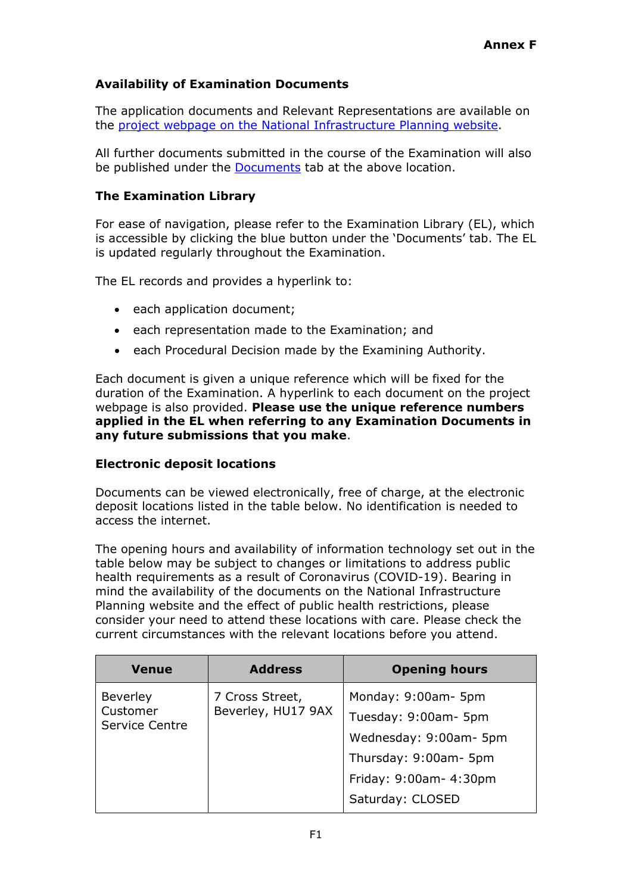**Annex F**

## Availability of Examination Documents

The application documents and Relevant Representations are available on the [project webpage on the National Infrastructure Planning website](#).

All further documents submitted in the course of the Examination will also be published under the [Documents](#) tab at the above location.

## The Examination Library

For ease of navigation, please refer to the Examination Library (EL), which is accessible by clicking the blue button under the 'Documents' tab. The EL is updated regularly throughout the Examination.

The EL records and provides a hyperlink to:

- each application document;
- each representation made to the Examination; and
- each Procedural Decision made by the Examining Authority.

Each document is given a unique reference which will be fixed for the duration of the Examination. A hyperlink to each document on the project webpage is also provided. **Please use the unique reference numbers applied in the EL when referring to any Examination Documents in any future submissions that you make**.

## Electronic deposit locations

Documents can be viewed electronically, free of charge, at the electronic deposit locations listed in the table below. No identification is needed to access the internet.

The opening hours and availability of information technology set out in the table below may be subject to changes or limitations to address public health requirements as a result of Coronavirus (COVID-19). Bearing in mind the availability of the documents on the National Infrastructure Planning website and the effect of public health restrictions, please consider your need to attend these locations with care. Please check the current circumstances with the relevant locations before you attend.

| Venue | Address | Opening hours |
|---|---|---|
| Beverley Customer Service Centre | 7 Cross Street, Beverley, HU17 9AX | Monday: 9:00am- 5pm<br>Tuesday: 9:00am- 5pm<br>Wednesday: 9:00am- 5pm<br>Thursday: 9:00am- 5pm<br>Friday: 9:00am- 4:30pm<br>Saturday: CLOSED |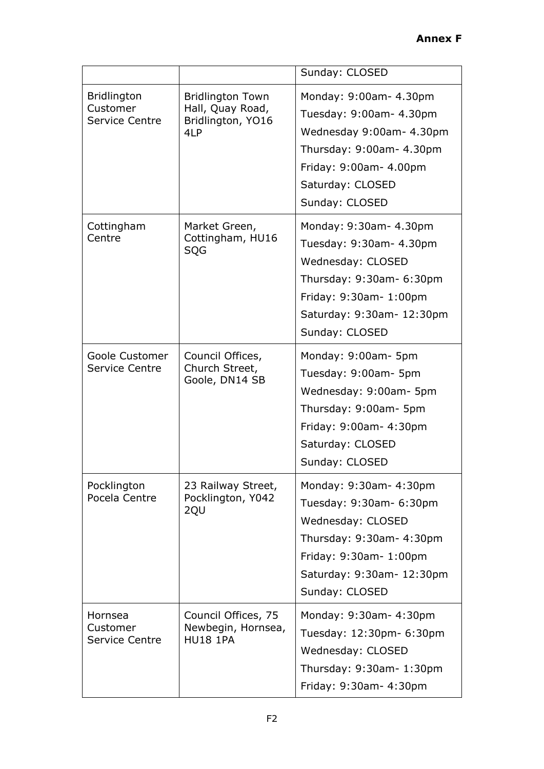**Annex F**

| | | |
|---|---|---|
| | | Sunday: CLOSED |
| Bridlington Customer Service Centre | Bridlington Town Hall, Quay Road, Bridlington, YO16 4LP | Monday: 9:00am- 4.30pm<br>Tuesday: 9:00am- 4.30pm<br>Wednesday 9:00am- 4.30pm<br>Thursday: 9:00am- 4.30pm<br>Friday: 9:00am- 4.00pm<br>Saturday: CLOSED<br>Sunday: CLOSED |
| Cottingham Centre | Market Green, Cottingham, HU16 SQG | Monday: 9:30am- 4.30pm<br>Tuesday: 9:30am- 4.30pm<br>Wednesday: CLOSED<br>Thursday: 9:30am- 6:30pm<br>Friday: 9:30am- 1:00pm<br>Saturday: 9:30am- 12:30pm<br>Sunday: CLOSED |
| Goole Customer Service Centre | Council Offices, Church Street, Goole, DN14 SB | Monday: 9:00am- 5pm<br>Tuesday: 9:00am- 5pm<br>Wednesday: 9:00am- 5pm<br>Thursday: 9:00am- 5pm<br>Friday: 9:00am- 4:30pm<br>Saturday: CLOSED<br>Sunday: CLOSED |
| Pocklington Pocela Centre | 23 Railway Street, Pocklington, Y042 2QU | Monday: 9:30am- 4:30pm<br>Tuesday: 9:30am- 6:30pm<br>Wednesday: CLOSED<br>Thursday: 9:30am- 4:30pm<br>Friday: 9:30am- 1:00pm<br>Saturday: 9:30am- 12:30pm<br>Sunday: CLOSED |
| Hornsea Customer Service Centre | Council Offices, 75 Newbegin, Hornsea, HU18 1PA | Monday: 9:30am- 4:30pm<br>Tuesday: 12:30pm- 6:30pm<br>Wednesday: CLOSED<br>Thursday: 9:30am- 1:30pm<br>Friday: 9:30am- 4:30pm |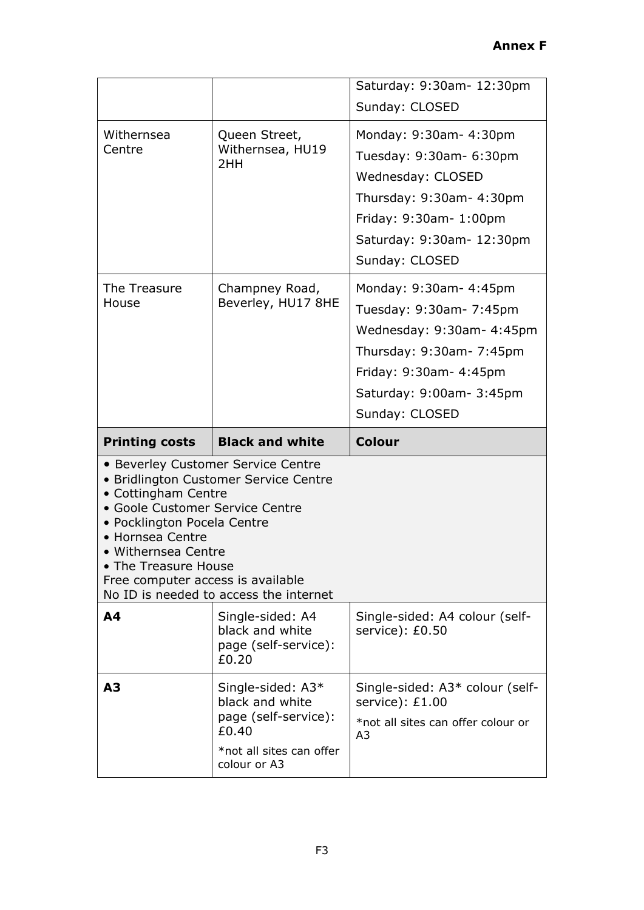| | | |
|---|---|---|
| | | Saturday: 9:30am- 12:30pm<br>Sunday: CLOSED |
| Withernsea Centre | Queen Street, Withernsea, HU19 2HH | Monday: 9:30am- 4:30pm<br>Tuesday: 9:30am- 6:30pm<br>Wednesday: CLOSED<br>Thursday: 9:30am- 4:30pm<br>Friday: 9:30am- 1:00pm<br>Saturday: 9:30am- 12:30pm<br>Sunday: CLOSED |
| The Treasure House | Champney Road, Beverley, HU17 8HE | Monday: 9:30am- 4:45pm<br>Tuesday: 9:30am- 7:45pm<br>Wednesday: 9:30am- 4:45pm<br>Thursday: 9:30am- 7:45pm<br>Friday: 9:30am- 4:45pm<br>Saturday: 9:00am- 3:45pm<br>Sunday: CLOSED |
| **Printing costs** | **Black and white** | **Colour** |
| • Beverley Customer Service Centre<br>• Bridlington Customer Service Centre<br>• Cottingham Centre<br>• Goole Customer Service Centre<br>• Pocklington Pocela Centre<br>• Hornsea Centre<br>• Withernsea Centre<br>• The Treasure House<br>Free computer access is available<br>No ID is needed to access the internet | | |
| **A4** | Single-sided: A4 black and white page (self-service): £0.20 | Single-sided: A4 colour (self-service): £0.50 |
| **A3** | Single-sided: A3* black and white page (self-service): £0.40<br>*not all sites can offer colour or A3 | Single-sided: A3* colour (self-service): £1.00<br>*not all sites can offer colour or A3 |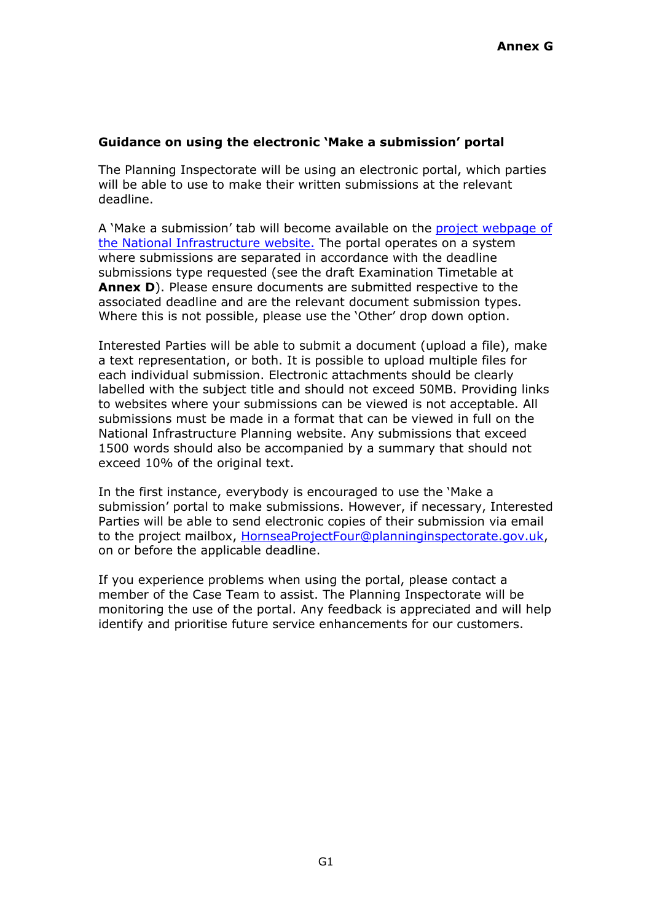**Annex G**

## Guidance on using the electronic 'Make a submission' portal

The Planning Inspectorate will be using an electronic portal, which parties will be able to use to make their written submissions at the relevant deadline.

A 'Make a submission' tab will become available on the project webpage of the National Infrastructure website. The portal operates on a system where submissions are separated in accordance with the deadline submissions type requested (see the draft Examination Timetable at **Annex D**). Please ensure documents are submitted respective to the associated deadline and are the relevant document submission types. Where this is not possible, please use the 'Other' drop down option.

Interested Parties will be able to submit a document (upload a file), make a text representation, or both. It is possible to upload multiple files for each individual submission. Electronic attachments should be clearly labelled with the subject title and should not exceed 50MB. Providing links to websites where your submissions can be viewed is not acceptable. All submissions must be made in a format that can be viewed in full on the National Infrastructure Planning website. Any submissions that exceed 1500 words should also be accompanied by a summary that should not exceed 10% of the original text.

In the first instance, everybody is encouraged to use the 'Make a submission' portal to make submissions. However, if necessary, Interested Parties will be able to send electronic copies of their submission via email to the project mailbox, HornseaProjectFour@planninginspectorate.gov.uk, on or before the applicable deadline.

If you experience problems when using the portal, please contact a member of the Case Team to assist. The Planning Inspectorate will be monitoring the use of the portal. Any feedback is appreciated and will help identify and prioritise future service enhancements for our customers.